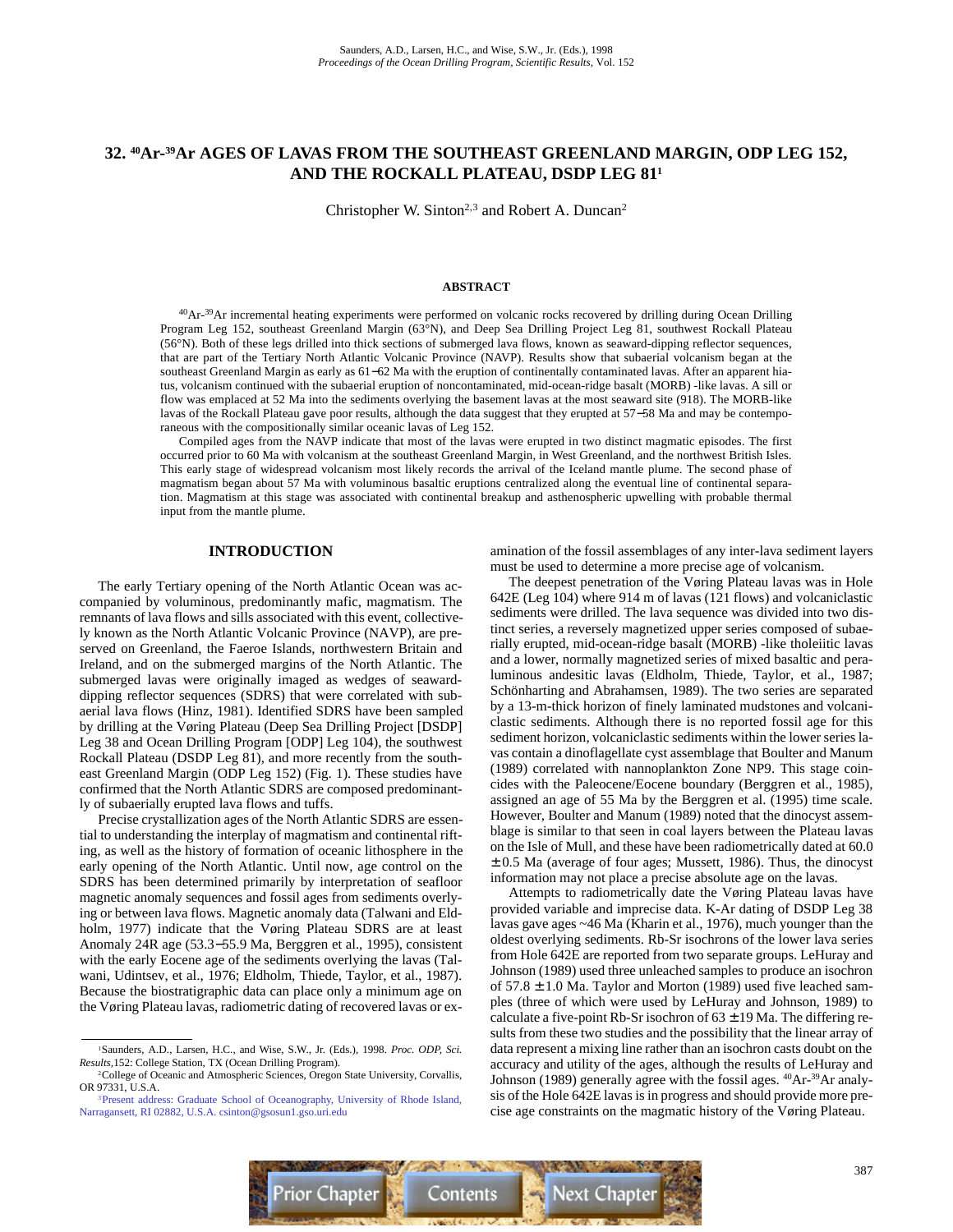Saunders, A.D., Larsen, H.C., and Wise, S.W., Jr. (Eds.), 1998
*Proceedings of the Ocean Drilling Program, Scientific Results,* Vol. 152

# 32. $^{40}$Ar-$^{39}$Ar AGES OF LAVAS FROM THE SOUTHEAST GREENLAND MARGIN, ODP LEG 152, AND THE ROCKALL PLATEAU, DSDP LEG 81[1]

Christopher W. Sinton[2,3] and Robert A. Duncan[2]

## ABSTRACT

$^{40}$Ar-$^{39}$Ar incremental heating experiments were performed on volcanic rocks recovered by drilling during Ocean Drilling Program Leg 152, southeast Greenland Margin (63°N), and Deep Sea Drilling Project Leg 81, southwest Rockall Plateau (56°N). Both of these legs drilled into thick sections of submerged lava flows, known as seaward-dipping reflector sequences, that are part of the Tertiary North Atlantic Volcanic Province (NAVP). Results show that subaerial volcanism began at the southeast Greenland Margin as early as 61−62 Ma with the eruption of continentally contaminated lavas. After an apparent hiatus, volcanism continued with the subaerial eruption of noncontaminated, mid-ocean-ridge basalt (MORB) -like lavas. A sill or flow was emplaced at 52 Ma into the sediments overlying the basement lavas at the most seaward site (918). The MORB-like lavas of the Rockall Plateau gave poor results, although the data suggest that they erupted at 57−58 Ma and may be contemporaneous with the compositionally similar oceanic lavas of Leg 152.

Compiled ages from the NAVP indicate that most of the lavas were erupted in two distinct magmatic episodes. The first occurred prior to 60 Ma with volcanism at the southeast Greenland Margin, in West Greenland, and the northwest British Isles. This early stage of widespread volcanism most likely records the arrival of the Iceland mantle plume. The second phase of magmatism began about 57 Ma with voluminous basaltic eruptions centralized along the eventual line of continental separation. Magmatism at this stage was associated with continental breakup and asthenospheric upwelling with probable thermal input from the mantle plume.

## INTRODUCTION

The early Tertiary opening of the North Atlantic Ocean was accompanied by voluminous, predominantly mafic, magmatism. The remnants of lava flows and sills associated with this event, collectively known as the North Atlantic Volcanic Province (NAVP), are preserved on Greenland, the Faeroe Islands, northwestern Britain and Ireland, and on the submerged margins of the North Atlantic. The submerged lavas were originally imaged as wedges of seaward-dipping reflector sequences (SDRS) that were correlated with subaerial lava flows (Hinz, 1981). Identified SDRS have been sampled by drilling at the Vøring Plateau (Deep Sea Drilling Project [DSDP] Leg 38 and Ocean Drilling Program [ODP] Leg 104), the southwest Rockall Plateau (DSDP Leg 81), and more recently from the southeast Greenland Margin (ODP Leg 152) (Fig. 1). These studies have confirmed that the North Atlantic SDRS are composed predominantly of subaerially erupted lava flows and tuffs.

Precise crystallization ages of the North Atlantic SDRS are essential to understanding the interplay of magmatism and continental rifting, as well as the history of formation of oceanic lithosphere in the early opening of the North Atlantic. Until now, age control on the SDRS has been determined primarily by interpretation of seafloor magnetic anomaly sequences and fossil ages from sediments overlying or between lava flows. Magnetic anomaly data (Talwani and Eldholm, 1977) indicate that the Vøring Plateau SDRS are at least Anomaly 24R age (53.3−55.9 Ma, Berggren et al., 1995), consistent with the early Eocene age of the sediments overlying the lavas (Talwani, Udintsev, et al., 1976; Eldholm, Thiede, Taylor, et al., 1987). Because the biostratigraphic data can place only a minimum age on the Vøring Plateau lavas, radiometric dating of recovered lavas or examination of the fossil assemblages of any inter-lava sediment layers must be used to determine a more precise age of volcanism.

The deepest penetration of the Vøring Plateau lavas was in Hole 642E (Leg 104) where 914 m of lavas (121 flows) and volcaniclastic sediments were drilled. The lava sequence was divided into two distinct series, a reversely magnetized upper series composed of subaerially erupted, mid-ocean-ridge basalt (MORB) -like tholeiitic lavas and a lower, normally magnetized series of mixed basaltic and peraluminous andesitic lavas (Eldholm, Thiede, Taylor, et al., 1987; Schönharting and Abrahamsen, 1989). The two series are separated by a 13-m-thick horizon of finely laminated mudstones and volcaniclastic sediments. Although there is no reported fossil age for this sediment horizon, volcaniclastic sediments within the lower series lavas contain a dinoflagellate cyst assemblage that Boulter and Manum (1989) correlated with nannoplankton Zone NP9. This stage coincides with the Paleocene/Eocene boundary (Berggren et al., 1985), assigned an age of 55 Ma by the Berggren et al. (1995) time scale. However, Boulter and Manum (1989) noted that the dinocyst assemblage is similar to that seen in coal layers between the Plateau lavas on the Isle of Mull, and these have been radiometrically dated at 60.0 ± 0.5 Ma (average of four ages; Mussett, 1986). Thus, the dinocyst information may not place a precise absolute age on the lavas.

Attempts to radiometrically date the Vøring Plateau lavas have provided variable and imprecise data. K-Ar dating of DSDP Leg 38 lavas gave ages ~46 Ma (Kharin et al., 1976), much younger than the oldest overlying sediments. Rb-Sr isochrons of the lower lava series from Hole 642E are reported from two separate groups. LeHuray and Johnson (1989) used three unleached samples to produce an isochron of 57.8 ± 1.0 Ma. Taylor and Morton (1989) used five leached samples (three of which were used by LeHuray and Johnson, 1989) to calculate a five-point Rb-Sr isochron of 63 ± 19 Ma. The differing results from these two studies and the possibility that the linear array of data represent a mixing line rather than an isochron casts doubt on the accuracy and utility of the ages, although the results of LeHuray and Johnson (1989) generally agree with the fossil ages. $^{40}$Ar-$^{39}$Ar analysis of the Hole 642E lavas is in progress and should provide more precise age constraints on the magmatic history of the Vøring Plateau.

---

[1]Saunders, A.D., Larsen, H.C., and Wise, S.W., Jr. (Eds.), 1998. *Proc. ODP, Sci. Results,*152: College Station, TX (Ocean Drilling Program).

[2]College of Oceanic and Atmospheric Sciences, Oregon State University, Corvallis, OR 97331, U.S.A.

[3]Present address: Graduate School of Oceanography, University of Rhode Island, Narragansett, RI 02882, U.S.A. csinton@gsosun1.gso.uri.edu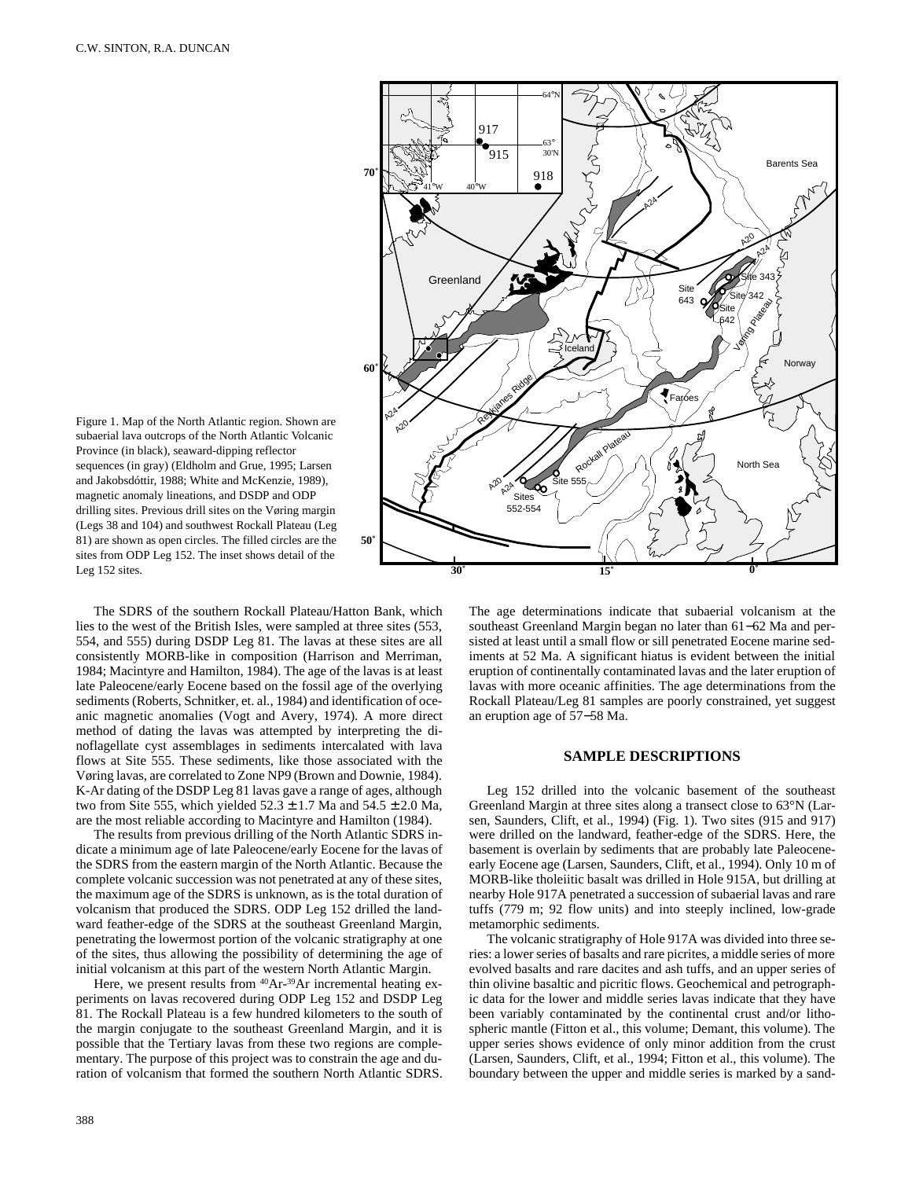Figure 1. Map of the North Atlantic region. Shown are subaerial lava outcrops of the North Atlantic Volcanic Province (in black), seaward-dipping reflector sequences (in gray) (Eldholm and Grue, 1995; Larsen and Jakobsdóttir, 1988; White and McKenzie, 1989), magnetic anomaly lineations, and DSDP and ODP drilling sites. Previous drill sites on the Vøring margin (Legs 38 and 104) and southwest Rockall Plateau (Leg 81) are shown as open circles. The filled circles are the sites from ODP Leg 152. The inset shows detail of the Leg 152 sites.

The SDRS of the southern Rockall Plateau/Hatton Bank, which lies to the west of the British Isles, were sampled at three sites (553, 554, and 555) during DSDP Leg 81. The lavas at these sites are all consistently MORB-like in composition (Harrison and Merriman, 1984; Macintyre and Hamilton, 1984). The age of the lavas is at least late Paleocene/early Eocene based on the fossil age of the overlying sediments (Roberts, Schnitker, et. al., 1984) and identification of oceanic magnetic anomalies (Vogt and Avery, 1974). A more direct method of dating the lavas was attempted by interpreting the dinoflagellate cyst assemblages in sediments intercalated with lava flows at Site 555. These sediments, like those associated with the Vøring lavas, are correlated to Zone NP9 (Brown and Downie, 1984). K-Ar dating of the DSDP Leg 81 lavas gave a range of ages, although two from Site 555, which yielded 52.3 ± 1.7 Ma and 54.5 ± 2.0 Ma, are the most reliable according to Macintyre and Hamilton (1984).

The results from previous drilling of the North Atlantic SDRS indicate a minimum age of late Paleocene/early Eocene for the lavas of the SDRS from the eastern margin of the North Atlantic. Because the complete volcanic succession was not penetrated at any of these sites, the maximum age of the SDRS is unknown, as is the total duration of volcanism that produced the SDRS. ODP Leg 152 drilled the landward feather-edge of the SDRS at the southeast Greenland Margin, penetrating the lowermost portion of the volcanic stratigraphy at one of the sites, thus allowing the possibility of determining the age of initial volcanism at this part of the western North Atlantic Margin.

Here, we present results from $^{40}Ar$-$^{39}Ar$ incremental heating experiments on lavas recovered during ODP Leg 152 and DSDP Leg 81. The Rockall Plateau is a few hundred kilometers to the south of the margin conjugate to the southeast Greenland Margin, and it is possible that the Tertiary lavas from these two regions are complementary. The purpose of this project was to constrain the age and duration of volcanism that formed the southern North Atlantic SDRS. The age determinations indicate that subaerial volcanism at the southeast Greenland Margin began no later than 61−62 Ma and persisted at least until a small flow or sill penetrated Eocene marine sediments at 52 Ma. A significant hiatus is evident between the initial eruption of continentally contaminated lavas and the later eruption of lavas with more oceanic affinities. The age determinations from the Rockall Plateau/Leg 81 samples are poorly constrained, yet suggest an eruption age of 57−58 Ma.

## SAMPLE DESCRIPTIONS

Leg 152 drilled into the volcanic basement of the southeast Greenland Margin at three sites along a transect close to 63°N (Larsen, Saunders, Clift, et al., 1994) (Fig. 1). Two sites (915 and 917) were drilled on the landward, feather-edge of the SDRS. Here, the basement is overlain by sediments that are probably late Paleocene-early Eocene age (Larsen, Saunders, Clift, et al., 1994). Only 10 m of MORB-like tholeiitic basalt was drilled in Hole 915A, but drilling at nearby Hole 917A penetrated a succession of subaerial lavas and rare tuffs (779 m; 92 flow units) and into steeply inclined, low-grade metamorphic sediments.

The volcanic stratigraphy of Hole 917A was divided into three series: a lower series of basalts and rare picrites, a middle series of more evolved basalts and rare dacites and ash tuffs, and an upper series of thin olivine basaltic and picritic flows. Geochemical and petrographic data for the lower and middle series lavas indicate that they have been variably contaminated by the continental crust and/or lithospheric mantle (Fitton et al., this volume; Demant, this volume). The upper series shows evidence of only minor addition from the crust (Larsen, Saunders, Clift, et al., 1994; Fitton et al., this volume). The boundary between the upper and middle series is marked by a sand-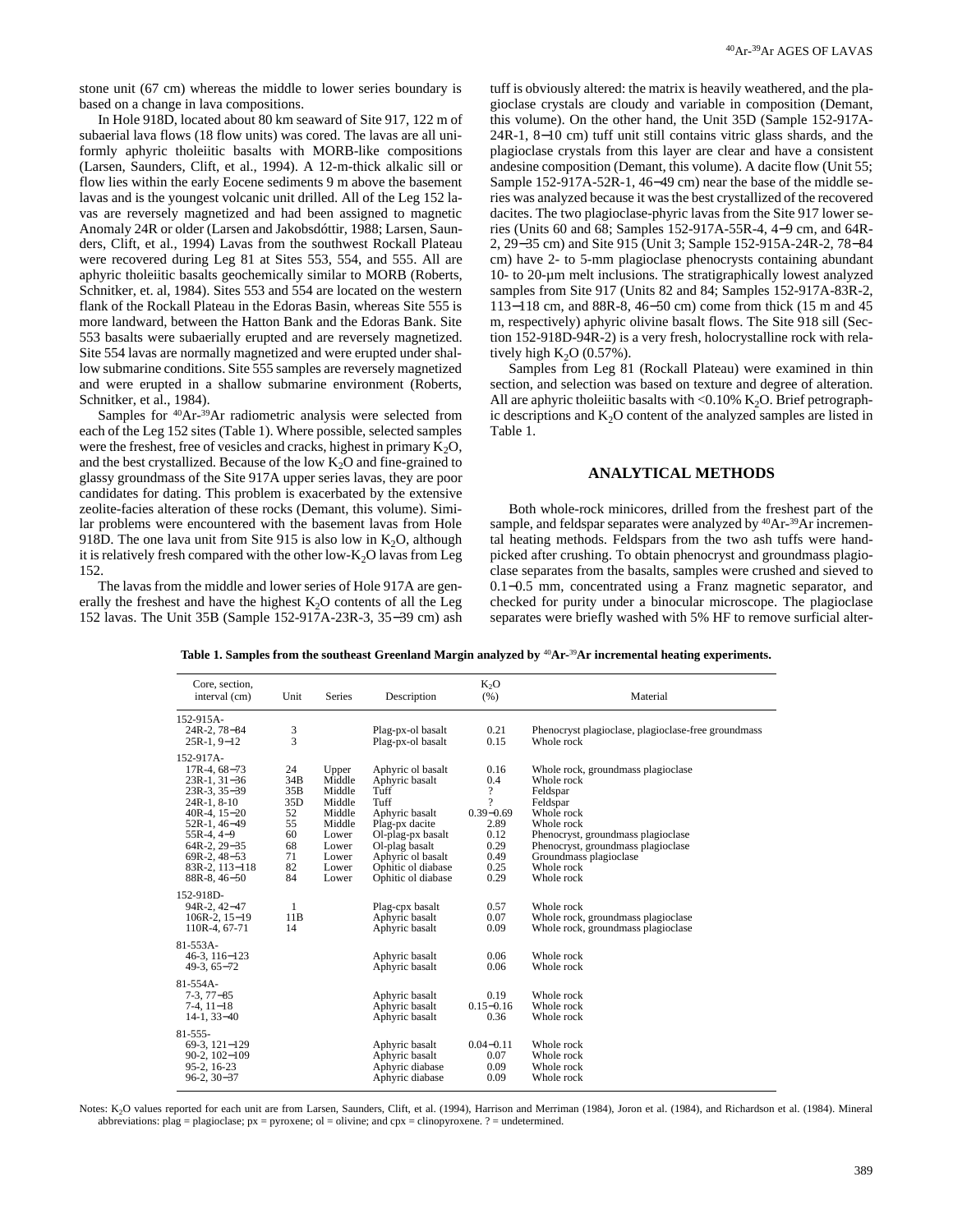stone unit (67 cm) whereas the middle to lower series boundary is based on a change in lava compositions.

In Hole 918D, located about 80 km seaward of Site 917, 122 m of subaerial lava flows (18 flow units) was cored. The lavas are all uniformly aphyric tholeiitic basalts with MORB-like compositions (Larsen, Saunders, Clift, et al., 1994). A 12-m-thick alkalic sill or flow lies within the early Eocene sediments 9 m above the basement lavas and is the youngest volcanic unit drilled. All of the Leg 152 lavas are reversely magnetized and had been assigned to magnetic Anomaly 24R or older (Larsen and Jakobsdóttir, 1988; Larsen, Saunders, Clift, et al., 1994) Lavas from the southwest Rockall Plateau were recovered during Leg 81 at Sites 553, 554, and 555. All are aphyric tholeiitic basalts geochemically similar to MORB (Roberts, Schnitker, et. al, 1984). Sites 553 and 554 are located on the western flank of the Rockall Plateau in the Edoras Basin, whereas Site 555 is more landward, between the Hatton Bank and the Edoras Bank. Site 553 basalts were subaerially erupted and are reversely magnetized. Site 554 lavas are normally magnetized and were erupted under shallow submarine conditions. Site 555 samples are reversely magnetized and were erupted in a shallow submarine environment (Roberts, Schnitker, et al., 1984).

Samples for $^{40}Ar$-$^{39}Ar$ radiometric analysis were selected from each of the Leg 152 sites (Table 1). Where possible, selected samples were the freshest, free of vesicles and cracks, highest in primary $K_2O$, and the best crystallized. Because of the low $K_2O$ and fine-grained to glassy groundmass of the Site 917A upper series lavas, they are poor candidates for dating. This problem is exacerbated by the extensive zeolite-facies alteration of these rocks (Demant, this volume). Similar problems were encountered with the basement lavas from Hole 918D. The one lava unit from Site 915 is also low in $K_2O$, although it is relatively fresh compared with the other low-$K_2O$ lavas from Leg 152.

The lavas from the middle and lower series of Hole 917A are generally the freshest and have the highest $K_2O$ contents of all the Leg 152 lavas. The Unit 35B (Sample 152-917A-23R-3, 35−39 cm) ash tuff is obviously altered: the matrix is heavily weathered, and the plagioclase crystals are cloudy and variable in composition (Demant, this volume). On the other hand, the Unit 35D (Sample 152-917A-24R-1, 8−10 cm) tuff unit still contains vitric glass shards, and the plagioclase crystals from this layer are clear and have a consistent andesine composition (Demant, this volume). A dacite flow (Unit 55; Sample 152-917A-52R-1, 46−49 cm) near the base of the middle series was analyzed because it was the best crystallized of the recovered dacites. The two plagioclase-phyric lavas from the Site 917 lower series (Units 60 and 68; Samples 152-917A-55R-4, 4−9 cm, and 64R-2, 29−35 cm) and Site 915 (Unit 3; Sample 152-915A-24R-2, 78−84 cm) have 2- to 5-mm plagioclase phenocrysts containing abundant 10- to 20-µm melt inclusions. The stratigraphically lowest analyzed samples from Site 917 (Units 82 and 84; Samples 152-917A-83R-2, 113−118 cm, and 88R-8, 46−50 cm) come from thick (15 m and 45 m, respectively) aphyric olivine basalt flows. The Site 918 sill (Section 152-918D-94R-2) is a very fresh, holocrystalline rock with relatively high $K_2O$ (0.57%).

Samples from Leg 81 (Rockall Plateau) were examined in thin section, and selection was based on texture and degree of alteration. All are aphyric tholeiitic basalts with <0.10% $K_2O$. Brief petrographic descriptions and $K_2O$ content of the analyzed samples are listed in Table 1.

## ANALYTICAL METHODS

Both whole-rock minicores, drilled from the freshest part of the sample, and feldspar separates were analyzed by $^{40}Ar$-$^{39}Ar$ incremental heating methods. Feldspars from the two ash tuffs were handpicked after crushing. To obtain phenocryst and groundmass plagioclase separates from the basalts, samples were crushed and sieved to 0.1−0.5 mm, concentrated using a Franz magnetic separator, and checked for purity under a binocular microscope. The plagioclase separates were briefly washed with 5% HF to remove surficial alter-

**Table 1. Samples from the southeast Greenland Margin analyzed by $^{40}Ar$-$^{39}Ar$ incremental heating experiments.**

| Core, section, interval (cm) | Unit | Series | Description | $K_2O$ (%) | Material |
|---|---|---|---|---|---|
| 152-915A- | | | | | |
| 24R-2, 78−84 | 3 | | Plag-px-ol basalt | 0.21 | Phenocryst plagioclase, plagioclase-free groundmass |
| 25R-1, 9−12 | 3 | | Plag-px-ol basalt | 0.15 | Whole rock |
| 152-917A- | | | | | |
| 17R-4, 68−73 | 24 | Upper | Aphyric ol basalt | 0.16 | Whole rock, groundmass plagioclase |
| 23R-1, 31−36 | 34B | Middle | Aphyric basalt | 0.4 | Whole rock |
| 23R-3, 35−39 | 35B | Middle | Tuff | ? | Feldspar |
| 24R-1, 8-10 | 35D | Middle | Tuff | ? | Feldspar |
| 40R-4, 15−20 | 52 | Middle | Aphyric basalt | 0.39−0.69 | Whole rock |
| 52R-1, 46−49 | 55 | Middle | Plag-px dacite | 2.89 | Whole rock |
| 55R-4, 4−9 | 60 | Lower | Ol-plag-px basalt | 0.12 | Phenocryst, groundmass plagioclase |
| 64R-2, 29−35 | 68 | Lower | Ol-plag basalt | 0.29 | Phenocryst, groundmass plagioclase |
| 69R-2, 48−53 | 71 | Lower | Aphyric ol basalt | 0.49 | Groundmass plagioclase |
| 83R-2, 113−118 | 82 | Lower | Ophitic ol diabase | 0.25 | Whole rock |
| 88R-8, 46−50 | 84 | Lower | Ophitic ol diabase | 0.29 | Whole rock |
| 152-918D- | | | | | |
| 94R-2, 42−47 | 1 | | Plag-cpx basalt | 0.57 | Whole rock |
| 106R-2, 15−19 | 11B | | Aphyric basalt | 0.07 | Whole rock, groundmass plagioclase |
| 110R-4, 67-71 | 14 | | Aphyric basalt | 0.09 | Whole rock, groundmass plagioclase |
| 81-553A- | | | | | |
| 46-3, 116−123 | | | Aphyric basalt | 0.06 | Whole rock |
| 49-3, 65−72 | | | Aphyric basalt | 0.06 | Whole rock |
| 81-554A- | | | | | |
| 7-3, 77−85 | | | Aphyric basalt | 0.19 | Whole rock |
| 7-4, 11−18 | | | Aphyric basalt | 0.15−0.16 | Whole rock |
| 14-1, 33−40 | | | Aphyric basalt | 0.36 | Whole rock |
| 81-555- | | | | | |
| 69-3, 121−129 | | | Aphyric basalt | 0.04−0.11 | Whole rock |
| 90-2, 102−109 | | | Aphyric basalt | 0.07 | Whole rock |
| 95-2, 16-23 | | | Aphyric diabase | 0.09 | Whole rock |
| 96-2, 30−37 | | | Aphyric diabase | 0.09 | Whole rock |

Notes: $K_2O$ values reported for each unit are from Larsen, Saunders, Clift, et al. (1994), Harrison and Merriman (1984), Joron et al. (1984), and Richardson et al. (1984). Mineral abbreviations: plag = plagioclase; px = pyroxene; ol = olivine; and cpx = clinopyroxene. ? = undetermined.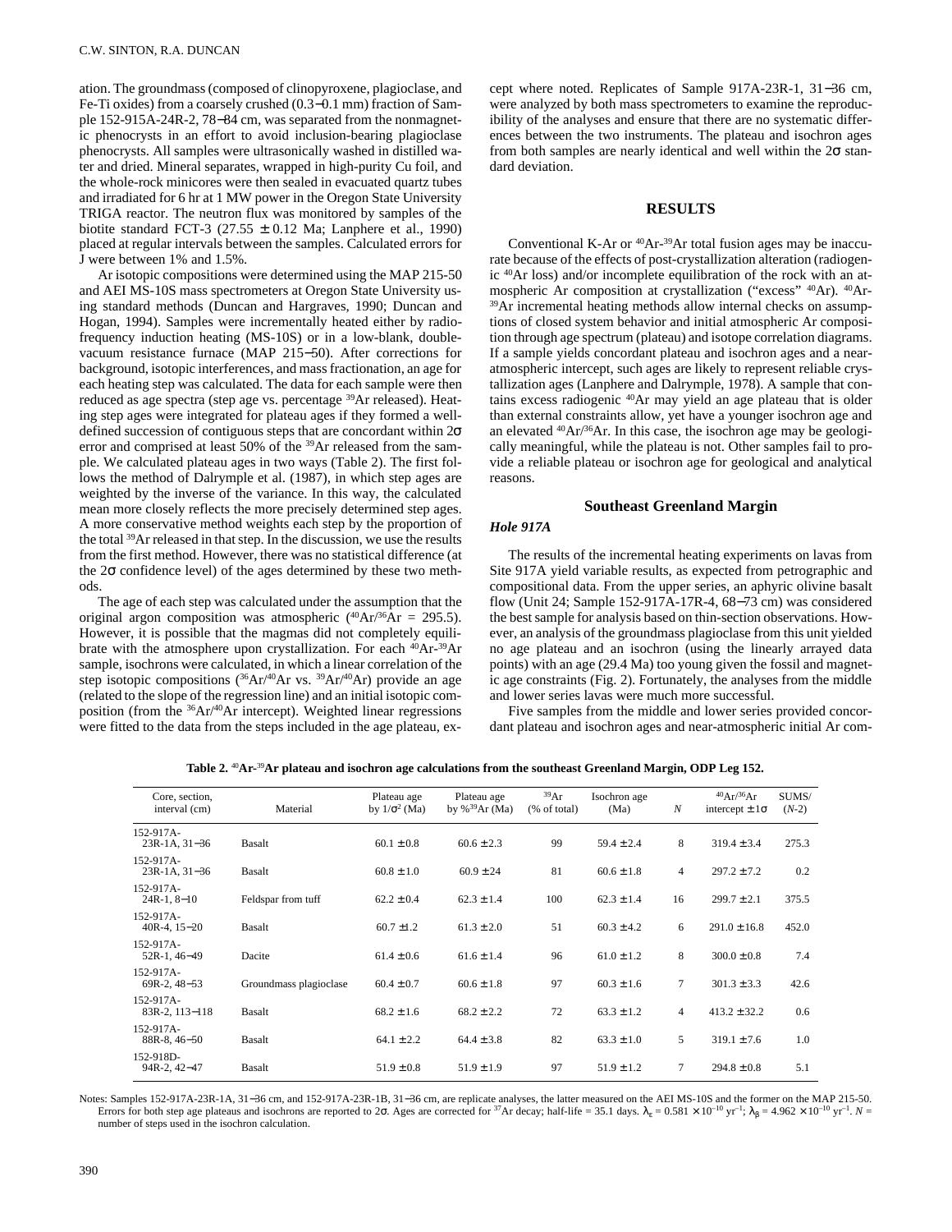ation. The groundmass (composed of clinopyroxene, plagioclase, and Fe-Ti oxides) from a coarsely crushed (0.3−0.1 mm) fraction of Sample 152-915A-24R-2, 78−84 cm, was separated from the nonmagnetic phenocrysts in an effort to avoid inclusion-bearing plagioclase phenocrysts. All samples were ultrasonically washed in distilled water and dried. Mineral separates, wrapped in high-purity Cu foil, and the whole-rock minicores were then sealed in evacuated quartz tubes and irradiated for 6 hr at 1 MW power in the Oregon State University TRIGA reactor. The neutron flux was monitored by samples of the biotite standard FCT-3 (27.55 ± 0.12 Ma; Lanphere et al., 1990) placed at regular intervals between the samples. Calculated errors for J were between 1% and 1.5%.

Ar isotopic compositions were determined using the MAP 215-50 and AEI MS-10S mass spectrometers at Oregon State University using standard methods (Duncan and Hargraves, 1990; Duncan and Hogan, 1994). Samples were incrementally heated either by radio-frequency induction heating (MS-10S) or in a low-blank, double-vacuum resistance furnace (MAP 215−50). After corrections for background, isotopic interferences, and mass fractionation, an age for each heating step was calculated. The data for each sample were then reduced as age spectra (step age vs. percentage $^{39}Ar$ released). Heating step ages were integrated for plateau ages if they formed a well-defined succession of contiguous steps that are concordant within 2σ error and comprised at least 50% of the $^{39}Ar$ released from the sample. We calculated plateau ages in two ways (Table 2). The first follows the method of Dalrymple et al. (1987), in which step ages are weighted by the inverse of the variance. In this way, the calculated mean more closely reflects the more precisely determined step ages. A more conservative method weights each step by the proportion of the total $^{39}Ar$ released in that step. In the discussion, we use the results from the first method. However, there was no statistical difference (at the 2σ confidence level) of the ages determined by these two methods.

The age of each step was calculated under the assumption that the original argon composition was atmospheric ($^{40}Ar/^{36}Ar$ = 295.5). However, it is possible that the magmas did not completely equilibrate with the atmosphere upon crystallization. For each $^{40}Ar$-$^{39}Ar$ sample, isochrons were calculated, in which a linear correlation of the step isotopic compositions ($^{36}Ar/^{40}Ar$ vs. $^{39}Ar/^{40}Ar$) provide an age (related to the slope of the regression line) and an initial isotopic composition (from the $^{36}Ar/^{40}Ar$ intercept). Weighted linear regressions were fitted to the data from the steps included in the age plateau, except where noted. Replicates of Sample 917A-23R-1, 31−36 cm, were analyzed by both mass spectrometers to examine the reproducibility of the analyses and ensure that there are no systematic differences between the two instruments. The plateau and isochron ages from both samples are nearly identical and well within the 2σ standard deviation.

## RESULTS

Conventional K-Ar or $^{40}Ar$-$^{39}Ar$ total fusion ages may be inaccurate because of the effects of post-crystallization alteration (radiogenic $^{40}Ar$ loss) and/or incomplete equilibration of the rock with an atmospheric Ar composition at crystallization ("excess" $^{40}Ar$). $^{40}Ar$-$^{39}Ar$ incremental heating methods allow internal checks on assumptions of closed system behavior and initial atmospheric Ar composition through age spectrum (plateau) and isotope correlation diagrams. If a sample yields concordant plateau and isochron ages and a near-atmospheric intercept, such ages are likely to represent reliable crystallization ages (Lanphere and Dalrymple, 1978). A sample that contains excess radiogenic $^{40}Ar$ may yield an age plateau that is older than external constraints allow, yet have a younger isochron age and an elevated $^{40}Ar/^{36}Ar$. In this case, the isochron age may be geologically meaningful, while the plateau is not. Other samples fail to provide a reliable plateau or isochron age for geological and analytical reasons.

### Southeast Greenland Margin

#### *Hole 917A*

The results of the incremental heating experiments on lavas from Site 917A yield variable results, as expected from petrographic and compositional data. From the upper series, an aphyric olivine basalt flow (Unit 24; Sample 152-917A-17R-4, 68−73 cm) was considered the best sample for analysis based on thin-section observations. However, an analysis of the groundmass plagioclase from this unit yielded no age plateau and an isochron (using the linearly arrayed data points) with an age (29.4 Ma) too young given the fossil and magnetic age constraints (Fig. 2). Fortunately, the analyses from the middle and lower series lavas were much more successful.

Five samples from the middle and lower series provided concordant plateau and isochron ages and near-atmospheric initial Ar com-

**Table 2.** $^{40}$**Ar-**$^{39}$**Ar plateau and isochron age calculations from the southeast Greenland Margin, ODP Leg 152.**

| Core, section, interval (cm) | Material | Plateau age by $1/\sigma^2$ (Ma) | Plateau age by $\%^{39}Ar$ (Ma) | $^{39}Ar$ (% of total) | Isochron age (Ma) | *N* | $^{40}Ar/^{36}Ar$ intercept ± 1σ | SUMS/ (*N*-2) |
|---|---|---|---|---|---|---|---|---|
| 152-917A-<br>23R-1A, 31−36 | Basalt | 60.1 ± 0.8 | 60.6 ± 2.3 | 99 | 59.4 ± 2.4 | 8 | 319.4 ± 3.4 | 275.3 |
| 152-917A-<br>23R-1A, 31−36 | Basalt | 60.8 ± 1.0 | 60.9 ± 24 | 81 | 60.6 ± 1.8 | 4 | 297.2 ± 7.2 | 0.2 |
| 152-917A-<br>24R-1, 8−10 | Feldspar from tuff | 62.2 ± 0.4 | 62.3 ± 1.4 | 100 | 62.3 ± 1.4 | 16 | 299.7 ± 2.1 | 375.5 |
| 152-917A-<br>40R-4, 15−20 | Basalt | 60.7 ±1.2 | 61.3 ± 2.0 | 51 | 60.3 ± 4.2 | 6 | 291.0 ± 16.8 | 452.0 |
| 152-917A-<br>52R-1, 46−49 | Dacite | 61.4 ± 0.6 | 61.6 ± 1.4 | 96 | 61.0 ± 1.2 | 8 | 300.0 ± 0.8 | 7.4 |
| 152-917A-<br>69R-2, 48−53 | Groundmass plagioclase | 60.4 ± 0.7 | 60.6 ± 1.8 | 97 | 60.3 ± 1.6 | 7 | 301.3 ± 3.3 | 42.6 |
| 152-917A-<br>83R-2, 113−118 | Basalt | 68.2 ± 1.6 | 68.2 ± 2.2 | 72 | 63.3 ± 1.2 | 4 | 413.2 ± 32.2 | 0.6 |
| 152-917A-<br>88R-8, 46−50 | Basalt | 64.1 ± 2.2 | 64.4 ± 3.8 | 82 | 63.3 ± 1.0 | 5 | 319.1 ± 7.6 | 1.0 |
| 152-918D-<br>94R-2, 42−47 | Basalt | 51.9 ± 0.8 | 51.9 ± 1.9 | 97 | 51.9 ± 1.2 | 7 | 294.8 ± 0.8 | 5.1 |

Notes: Samples 152-917A-23R-1A, 31−36 cm, and 152-917A-23R-1B, 31−36 cm, are replicate analyses, the latter measured on the AEI MS-10S and the former on the MAP 215-50. Errors for both step age plateaus and isochrons are reported to 2σ. Ages are corrected for $^{37}Ar$ decay; half-life = 35.1 days. $\lambda_\epsilon = 0.581 \times 10^{-10}$ yr$^{-1}$; $\lambda_\beta = 4.962 \times 10^{-10}$ yr$^{-1}$. *N* = number of steps used in the isochron calculation.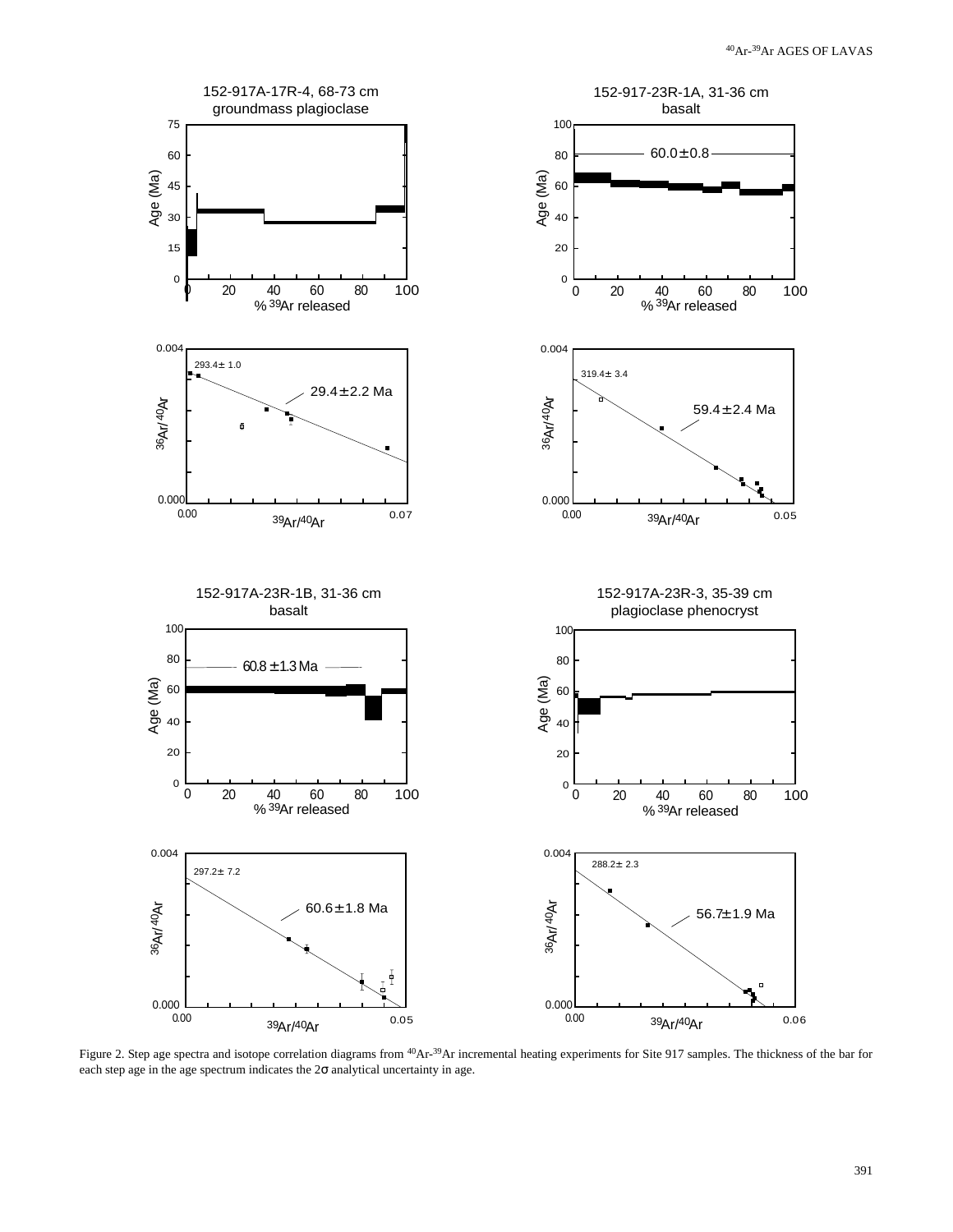Figure 2. Step age spectra and isotope correlation diagrams from $^{40}Ar$-$^{39}Ar$ incremental heating experiments for Site 917 samples. The thickness of the bar for each step age in the age spectrum indicates the 2σ analytical uncertainty in age.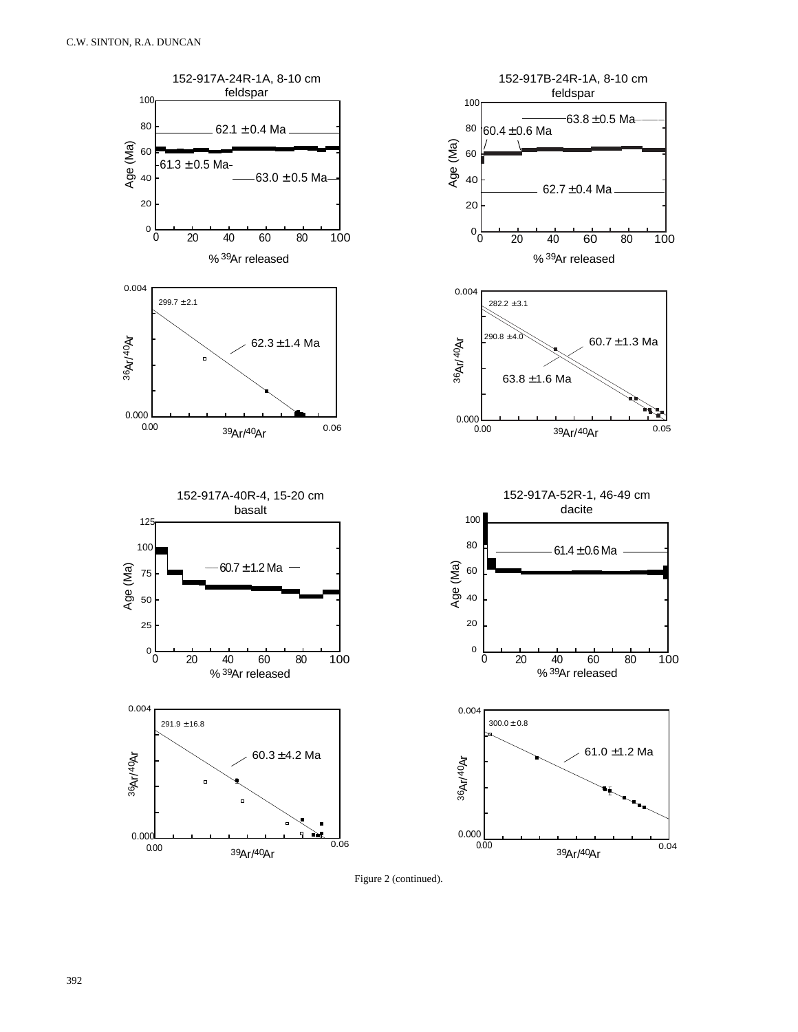152-917A-24R-1A, 8-10 cm
feldspar

62.1 ± 0.4 Ma

61.3 ± 0.5 Ma

63.0 ± 0.5 Ma

Age (Ma)

% $^{39}$Ar released

152-917B-24R-1A, 8-10 cm
feldspar

63.8 ± 0.5 Ma

60.4 ± 0.6 Ma

62.7 ± 0.4 Ma

Age (Ma)

% $^{39}$Ar released

299.7 ± 2.1

62.3 ± 1.4 Ma

$^{36}$Ar/$^{40}$Ar

$^{39}$Ar/$^{40}$Ar

282.2 ± 3.1

290.8 ± 4.0

60.7 ± 1.3 Ma

63.8 ± 1.6 Ma

$^{36}$Ar/$^{40}$Ar

$^{39}$Ar/$^{40}$Ar

152-917A-40R-4, 15-20 cm
basalt

60.7 ± 1.2 Ma

Age (Ma)

% $^{39}$Ar released

152-917A-52R-1, 46-49 cm
dacite

61.4 ± 0.6 Ma

Age (Ma)

% $^{39}$Ar released

291.9 ± 16.8

60.3 ± 4.2 Ma

$^{36}$Ar/$^{40}$Ar

$^{39}$Ar/$^{40}$Ar

300.0 ± 0.8

61.0 ± 1.2 Ma

$^{36}$Ar/$^{40}$Ar

$^{39}$Ar/$^{40}$Ar

Figure 2 (continued).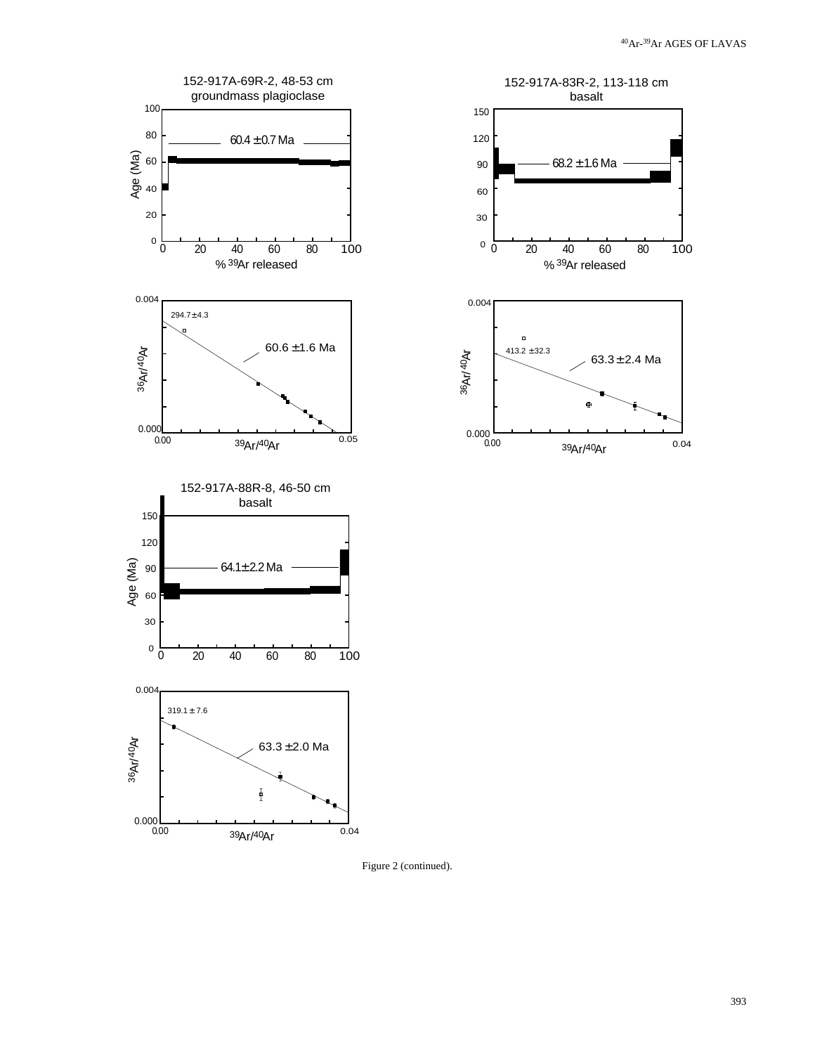Figure 2 (continued).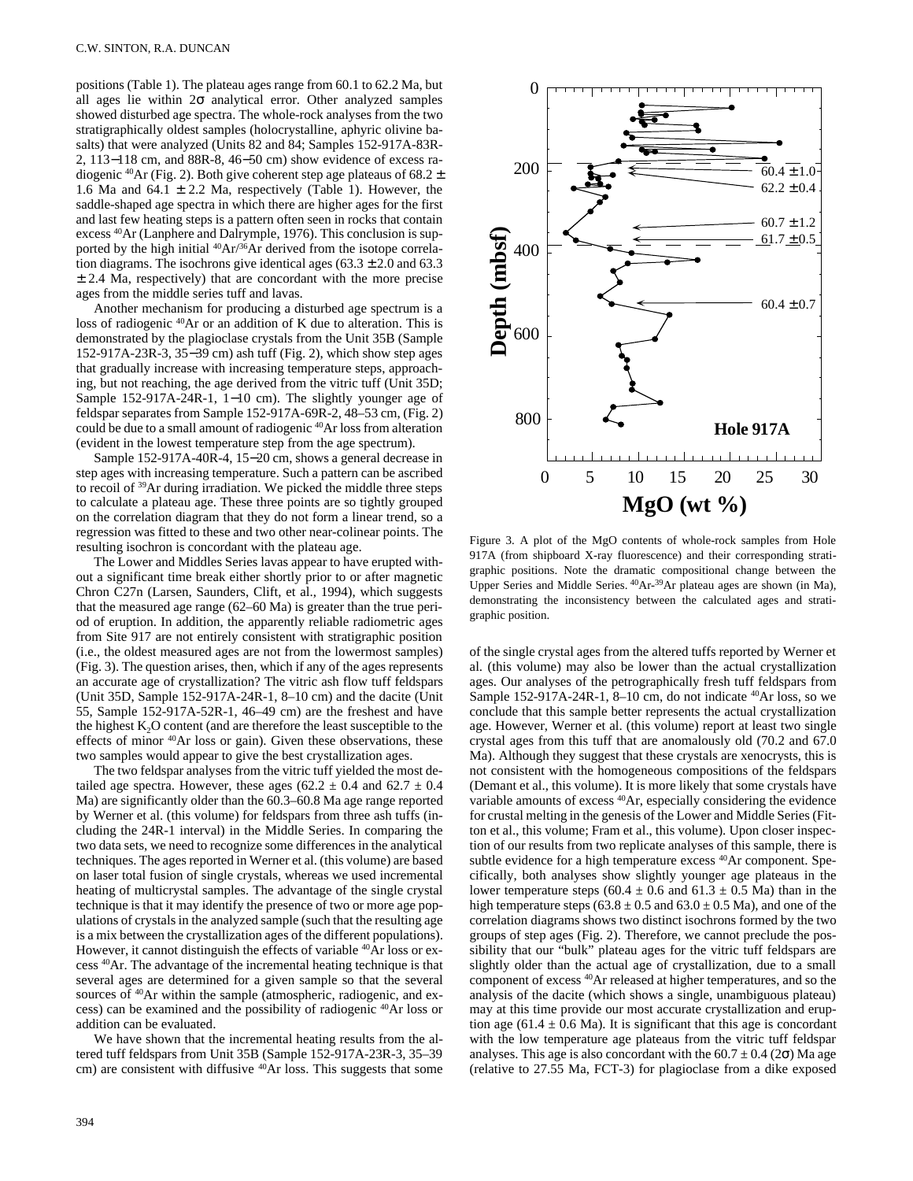positions (Table 1). The plateau ages range from 60.1 to 62.2 Ma, but all ages lie within 2σ analytical error. Other analyzed samples showed disturbed age spectra. The whole-rock analyses from the two stratigraphically oldest samples (holocrystalline, aphyric olivine basalts) that were analyzed (Units 82 and 84; Samples 152-917A-83R-2, 113−118 cm, and 88R-8, 46−50 cm) show evidence of excess radiogenic $^{40}$Ar (Fig. 2). Both give coherent step age plateaus of 68.2 ± 1.6 Ma and 64.1 ± 2.2 Ma, respectively (Table 1). However, the saddle-shaped age spectra in which there are higher ages for the first and last few heating steps is a pattern often seen in rocks that contain excess $^{40}$Ar (Lanphere and Dalrymple, 1976). This conclusion is supported by the high initial $^{40}$Ar/$^{36}$Ar derived from the isotope correlation diagrams. The isochrons give identical ages (63.3 ± 2.0 and 63.3 ± 2.4 Ma, respectively) that are concordant with the more precise ages from the middle series tuff and lavas.

Another mechanism for producing a disturbed age spectrum is a loss of radiogenic $^{40}$Ar or an addition of K due to alteration. This is demonstrated by the plagioclase crystals from the Unit 35B (Sample 152-917A-23R-3, 35−39 cm) ash tuff (Fig. 2), which show step ages that gradually increase with increasing temperature steps, approaching, but not reaching, the age derived from the vitric tuff (Unit 35D; Sample 152-917A-24R-1, 1−10 cm). The slightly younger age of feldspar separates from Sample 152-917A-69R-2, 48−53 cm, (Fig. 2) could be due to a small amount of radiogenic $^{40}$Ar loss from alteration (evident in the lowest temperature step from the age spectrum).

Sample 152-917A-40R-4, 15−20 cm, shows a general decrease in step ages with increasing temperature. Such a pattern can be ascribed to recoil of $^{39}$Ar during irradiation. We picked the middle three steps to calculate a plateau age. These three points are so tightly grouped on the correlation diagram that they do not form a linear trend, so a regression was fitted to these and two other near-colinear points. The resulting isochron is concordant with the plateau age.

The Lower and Middles Series lavas appear to have erupted without a significant time break either shortly prior to or after magnetic Chron C27n (Larsen, Saunders, Clift, et al., 1994), which suggests that the measured age range (62–60 Ma) is greater than the true period of eruption. In addition, the apparently reliable radiometric ages from Site 917 are not entirely consistent with stratigraphic position (i.e., the oldest measured ages are not from the lowermost samples) (Fig. 3). The question arises, then, which if any of the ages represents an accurate age of crystallization? The vitric ash flow tuff feldspars (Unit 35D, Sample 152-917A-24R-1, 8–10 cm) and the dacite (Unit 55, Sample 152-917A-52R-1, 46–49 cm) are the freshest and have the highest $K_2O$ content (and are therefore the least susceptible to the effects of minor $^{40}$Ar loss or gain). Given these observations, these two samples would appear to give the best crystallization ages.

The two feldspar analyses from the vitric tuff yielded the most detailed age spectra. However, these ages (62.2 ± 0.4 and 62.7 ± 0.4 Ma) are significantly older than the 60.3–60.8 Ma age range reported by Werner et al. (this volume) for feldspars from three ash tuffs (including the 24R-1 interval) in the Middle Series. In comparing the two data sets, we need to recognize some differences in the analytical techniques. The ages reported in Werner et al. (this volume) are based on laser total fusion of single crystals, whereas we used incremental heating of multicrystal samples. The advantage of the single crystal technique is that it may identify the presence of two or more age populations of crystals in the analyzed sample (such that the resulting age is a mix between the crystallization ages of the different populations). However, it cannot distinguish the effects of variable $^{40}$Ar loss or excess $^{40}$Ar. The advantage of the incremental heating technique is that several ages are determined for a given sample so that the several sources of $^{40}$Ar within the sample (atmospheric, radiogenic, and excess) can be examined and the possibility of radiogenic $^{40}$Ar loss or addition can be evaluated.

We have shown that the incremental heating results from the altered tuff feldspars from Unit 35B (Sample 152-917A-23R-3, 35–39 cm) are consistent with diffusive $^{40}$Ar loss. This suggests that some

Figure 3. A plot of the MgO contents of whole-rock samples from Hole 917A (from shipboard X-ray fluorescence) and their corresponding stratigraphic positions. Note the dramatic compositional change between the Upper Series and Middle Series. $^{40}$Ar-$^{39}$Ar plateau ages are shown (in Ma), demonstrating the inconsistency between the calculated ages and stratigraphic position.

of the single crystal ages from the altered tuffs reported by Werner et al. (this volume) may also be lower than the actual crystallization ages. Our analyses of the petrographically fresh tuff feldspars from Sample 152-917A-24R-1, 8–10 cm, do not indicate $^{40}$Ar loss, so we conclude that this sample better represents the actual crystallization age. However, Werner et al. (this volume) report at least two single crystal ages from this tuff that are anomalously old (70.2 and 67.0 Ma). Although they suggest that these crystals are xenocrysts, this is not consistent with the homogeneous compositions of the feldspars (Demant et al., this volume). It is more likely that some crystals have variable amounts of excess $^{40}$Ar, especially considering the evidence for crustal melting in the genesis of the Lower and Middle Series (Fitton et al., this volume; Fram et al., this volume). Upon closer inspection of our results from two replicate analyses of this sample, there is subtle evidence for a high temperature excess $^{40}$Ar component. Specifically, both analyses show slightly younger age plateaus in the lower temperature steps (60.4 ± 0.6 and 61.3 ± 0.5 Ma) than in the high temperature steps (63.8 ± 0.5 and 63.0 ± 0.5 Ma), and one of the correlation diagrams shows two distinct isochrons formed by the two groups of step ages (Fig. 2). Therefore, we cannot preclude the possibility that our "bulk" plateau ages for the vitric tuff feldspars are slightly older than the actual age of crystallization, due to a small component of excess $^{40}$Ar released at higher temperatures, and so the analysis of the dacite (which shows a single, unambiguous plateau) may at this time provide our most accurate crystallization and eruption age (61.4 ± 0.6 Ma). It is significant that this age is concordant with the low temperature age plateaus from the vitric tuff feldspar analyses. This age is also concordant with the 60.7 ± 0.4 (2σ) Ma age (relative to 27.55 Ma, FCT-3) for plagioclase from a dike exposed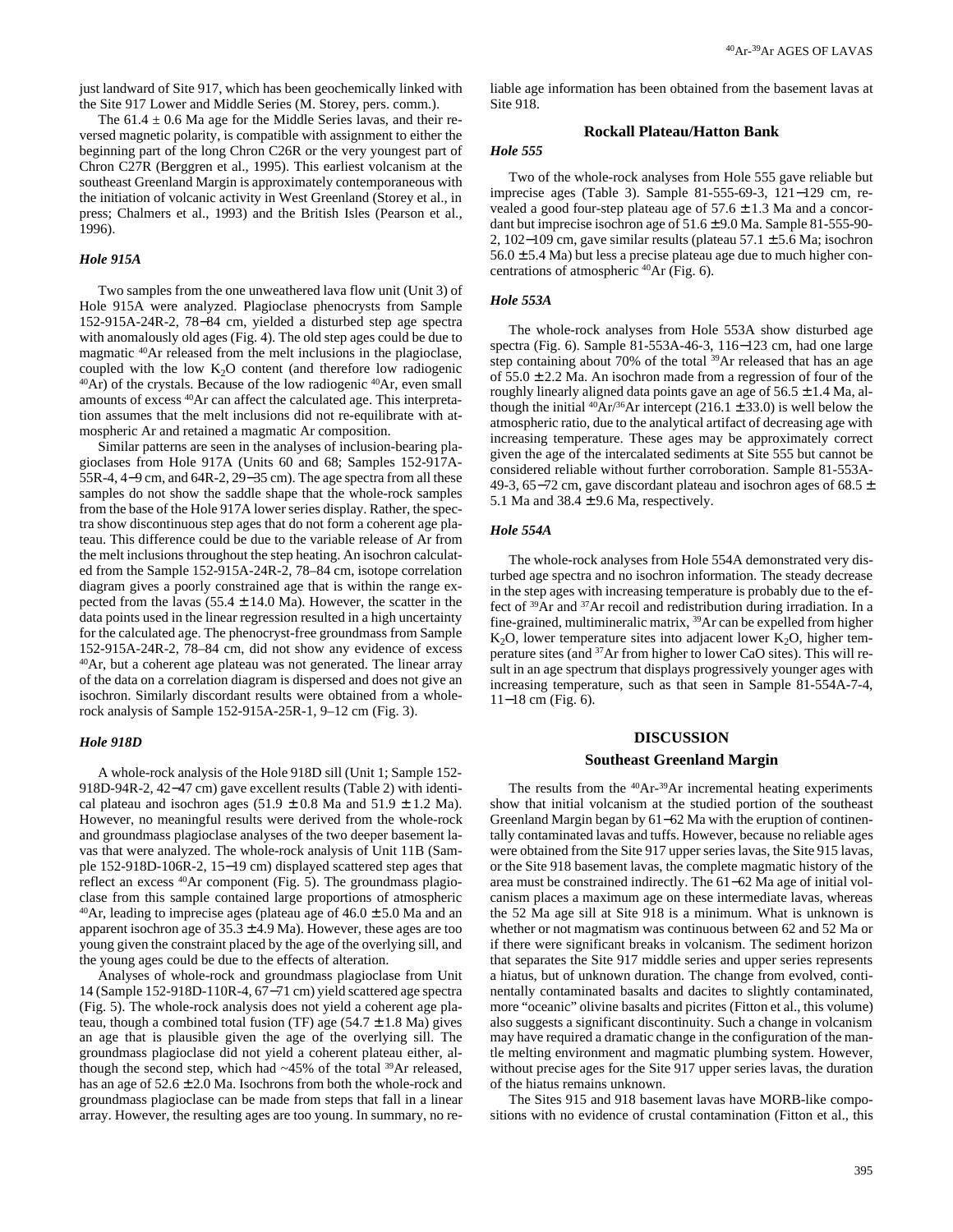just landward of Site 917, which has been geochemically linked with the Site 917 Lower and Middle Series (M. Storey, pers. comm.).

The 61.4 ± 0.6 Ma age for the Middle Series lavas, and their reversed magnetic polarity, is compatible with assignment to either the beginning part of the long Chron C26R or the very youngest part of Chron C27R (Berggren et al., 1995). This earliest volcanism at the southeast Greenland Margin is approximately contemporaneous with the initiation of volcanic activity in West Greenland (Storey et al., in press; Chalmers et al., 1993) and the British Isles (Pearson et al., 1996).

### *Hole 915A*

Two samples from the one unweathered lava flow unit (Unit 3) of Hole 915A were analyzed. Plagioclase phenocrysts from Sample 152-915A-24R-2, 78−84 cm, yielded a disturbed step age spectra with anomalously old ages (Fig. 4). The old step ages could be due to magmatic $^{40}Ar$ released from the melt inclusions in the plagioclase, coupled with the low $K_2O$ content (and therefore low radiogenic $^{40}Ar$) of the crystals. Because of the low radiogenic $^{40}Ar$, even small amounts of excess $^{40}Ar$ can affect the calculated age. This interpretation assumes that the melt inclusions did not re-equilibrate with atmospheric Ar and retained a magmatic Ar composition.

Similar patterns are seen in the analyses of inclusion-bearing plagioclases from Hole 917A (Units 60 and 68; Samples 152-917A-55R-4, 4−9 cm, and 64R-2, 29−35 cm). The age spectra from all these samples do not show the saddle shape that the whole-rock samples from the base of the Hole 917A lower series display. Rather, the spectra show discontinuous step ages that do not form a coherent age plateau. This difference could be due to the variable release of Ar from the melt inclusions throughout the step heating. An isochron calculated from the Sample 152-915A-24R-2, 78–84 cm, isotope correlation diagram gives a poorly constrained age that is within the range expected from the lavas (55.4 ± 14.0 Ma). However, the scatter in the data points used in the linear regression resulted in a high uncertainty for the calculated age. The phenocryst-free groundmass from Sample 152-915A-24R-2, 78–84 cm, did not show any evidence of excess $^{40}Ar$, but a coherent age plateau was not generated. The linear array of the data on a correlation diagram is dispersed and does not give an isochron. Similarly discordant results were obtained from a whole-rock analysis of Sample 152-915A-25R-1, 9–12 cm (Fig. 3).

### *Hole 918D*

A whole-rock analysis of the Hole 918D sill (Unit 1; Sample 152-918D-94R-2, 42−47 cm) gave excellent results (Table 2) with identical plateau and isochron ages (51.9 ± 0.8 Ma and 51.9 ± 1.2 Ma). However, no meaningful results were derived from the whole-rock and groundmass plagioclase analyses of the two deeper basement lavas that were analyzed. The whole-rock analysis of Unit 11B (Sample 152-918D-106R-2, 15−19 cm) displayed scattered step ages that reflect an excess $^{40}Ar$ component (Fig. 5). The groundmass plagioclase from this sample contained large proportions of atmospheric $^{40}Ar$, leading to imprecise ages (plateau age of 46.0 ± 5.0 Ma and an apparent isochron age of 35.3 ± 4.9 Ma). However, these ages are too young given the constraint placed by the age of the overlying sill, and the young ages could be due to the effects of alteration.

Analyses of whole-rock and groundmass plagioclase from Unit 14 (Sample 152-918D-110R-4, 67−71 cm) yield scattered age spectra (Fig. 5). The whole-rock analysis does not yield a coherent age plateau, though a combined total fusion (TF) age (54.7 ± 1.8 Ma) gives an age that is plausible given the age of the overlying sill. The groundmass plagioclase did not yield a coherent plateau either, although the second step, which had ~45% of the total $^{39}Ar$ released, has an age of 52.6 ± 2.0 Ma. Isochrons from both the whole-rock and groundmass plagioclase can be made from steps that fall in a linear array. However, the resulting ages are too young. In summary, no reliable age information has been obtained from the basement lavas at Site 918.

## Rockall Plateau/Hatton Bank

### *Hole 555*

Two of the whole-rock analyses from Hole 555 gave reliable but imprecise ages (Table 3). Sample 81-555-69-3, 121−129 cm, revealed a good four-step plateau age of 57.6 ± 1.3 Ma and a concordant but imprecise isochron age of 51.6 ± 9.0 Ma. Sample 81-555-90-2, 102−109 cm, gave similar results (plateau 57.1 ± 5.6 Ma; isochron 56.0 ± 5.4 Ma) but less a precise plateau age due to much higher concentrations of atmospheric $^{40}Ar$ (Fig. 6).

### *Hole 553A*

The whole-rock analyses from Hole 553A show disturbed age spectra (Fig. 6). Sample 81-553A-46-3, 116−123 cm, had one large step containing about 70% of the total $^{39}Ar$ released that has an age of 55.0 ± 2.2 Ma. An isochron made from a regression of four of the roughly linearly aligned data points gave an age of 56.5 ± 1.4 Ma, although the initial $^{40}Ar/^{36}Ar$ intercept (216.1 ± 33.0) is well below the atmospheric ratio, due to the analytical artifact of decreasing age with increasing temperature. These ages may be approximately correct given the age of the intercalated sediments at Site 555 but cannot be considered reliable without further corroboration. Sample 81-553A-49-3, 65−72 cm, gave discordant plateau and isochron ages of 68.5 ± 5.1 Ma and 38.4 ± 9.6 Ma, respectively.

### *Hole 554A*

The whole-rock analyses from Hole 554A demonstrated very disturbed age spectra and no isochron information. The steady decrease in the step ages with increasing temperature is probably due to the effect of $^{39}Ar$ and $^{37}Ar$ recoil and redistribution during irradiation. In a fine-grained, multimineralic matrix, $^{39}Ar$ can be expelled from higher $K_2O$, lower temperature sites into adjacent lower $K_2O$, higher temperature sites (and $^{37}Ar$ from higher to lower CaO sites). This will result in an age spectrum that displays progressively younger ages with increasing temperature, such as that seen in Sample 81-554A-7-4, 11−18 cm (Fig. 6).

# DISCUSSION

## Southeast Greenland Margin

The results from the $^{40}Ar$-$^{39}Ar$ incremental heating experiments show that initial volcanism at the studied portion of the southeast Greenland Margin began by 61−62 Ma with the eruption of continentally contaminated lavas and tuffs. However, because no reliable ages were obtained from the Site 917 upper series lavas, the Site 915 lavas, or the Site 918 basement lavas, the complete magmatic history of the area must be constrained indirectly. The 61−62 Ma age of initial volcanism places a maximum age on these intermediate lavas, whereas the 52 Ma age sill at Site 918 is a minimum. What is unknown is whether or not magmatism was continuous between 62 and 52 Ma or if there were significant breaks in volcanism. The sediment horizon that separates the Site 917 middle series and upper series represents a hiatus, but of unknown duration. The change from evolved, continentally contaminated basalts and dacites to slightly contaminated, more "oceanic" olivine basalts and picrites (Fitton et al., this volume) also suggests a significant discontinuity. Such a change in volcanism may have required a dramatic change in the configuration of the mantle melting environment and magmatic plumbing system. However, without precise ages for the Site 917 upper series lavas, the duration of the hiatus remains unknown.

The Sites 915 and 918 basement lavas have MORB-like compositions with no evidence of crustal contamination (Fitton et al., this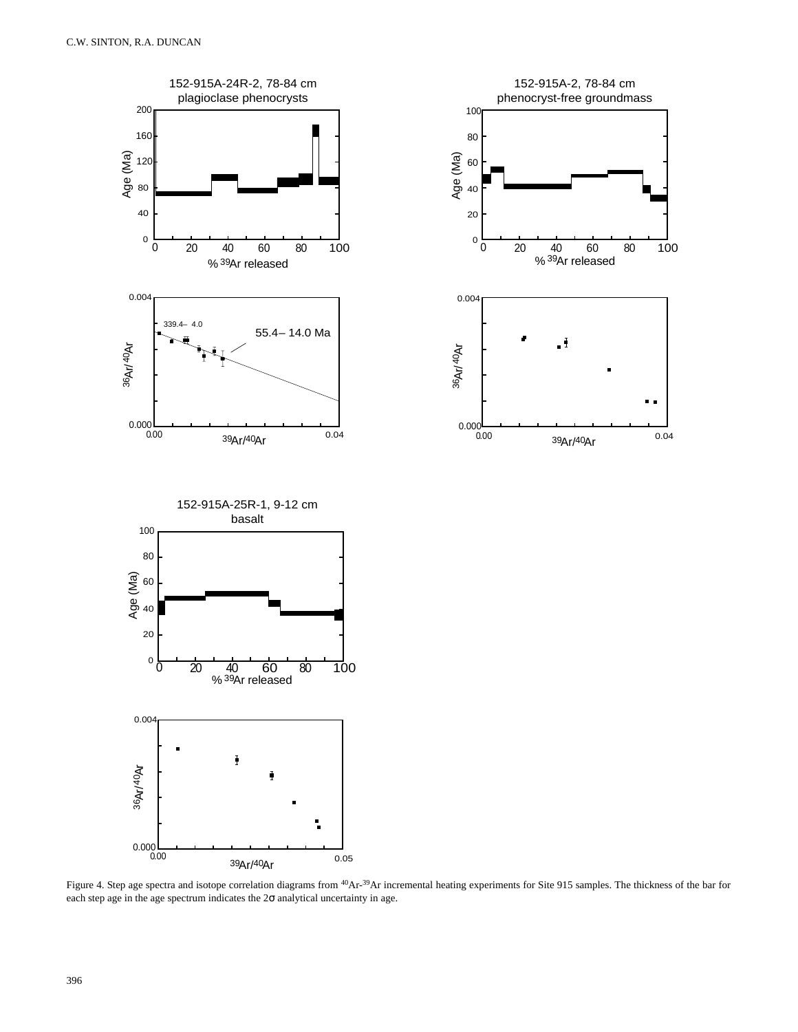Figure 4. Step age spectra and isotope correlation diagrams from $^{40}Ar$-$^{39}Ar$ incremental heating experiments for Site 915 samples. The thickness of the bar for each step age in the age spectrum indicates the 2σ analytical uncertainty in age.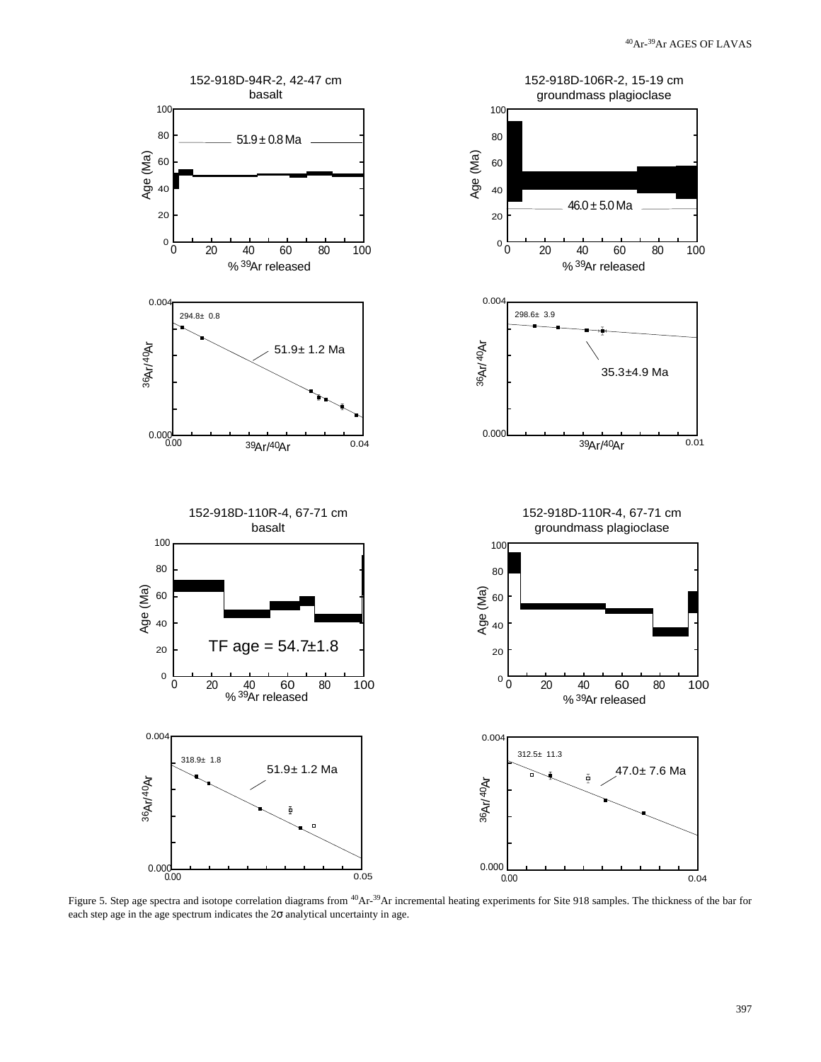Figure 5. Step age spectra and isotope correlation diagrams from $^{40}Ar$-$^{39}Ar$ incremental heating experiments for Site 918 samples. The thickness of the bar for each step age in the age spectrum indicates the 2σ analytical uncertainty in age.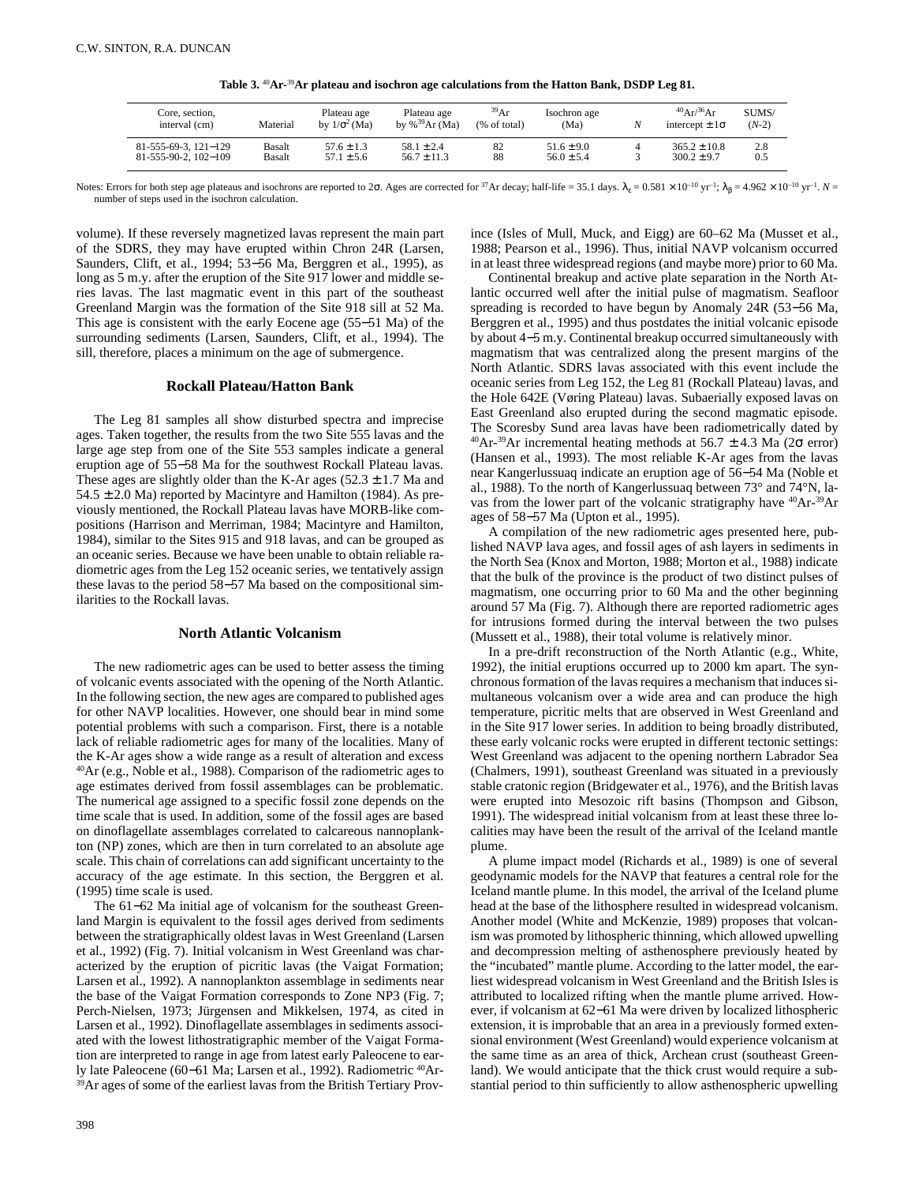**Table 3.** $^{40}Ar$-$^{39}Ar$ **plateau and isochron age calculations from the Hatton Bank, DSDP Leg 81.**

| Core, section, interval (cm) | Material | Plateau age by $1/\sigma^2$ (Ma) | Plateau age by %$^{39}Ar$ (Ma) | $^{39}Ar$ (% of total) | Isochron age (Ma) | $N$ | $^{40}Ar/^{36}Ar$ intercept ± 1σ | SUMS/ $(N$-2) |
|---|---|---|---|---|---|---|---|---|
| 81-555-69-3, 121−129 | Basalt | 57.6 ± 1.3 | 58.1 ± 2.4 | 82 | 51.6 ± 9.0 | 4 | 365.2 ± 10.8 | 2.8 |
| 81-555-90-2, 102−109 | Basalt | 57.1 ± 5.6 | 56.7 ± 11.3 | 88 | 56.0 ± 5.4 | 3 | 300.2 ± 9.7 | 0.5 |

Notes: Errors for both step age plateaus and isochrons are reported to 2σ. Ages are corrected for $^{37}Ar$ decay; half-life = 35.1 days. $\lambda_\varepsilon = 0.581 \times 10^{-10}$ yr$^{-1}$; $\lambda_\beta = 4.962 \times 10^{-10}$ yr$^{-1}$. $N$ = number of steps used in the isochron calculation.

volume). If these reversely magnetized lavas represent the main part of the SDRS, they may have erupted within Chron 24R (Larsen, Saunders, Clift, et al., 1994; 53−56 Ma, Berggren et al., 1995), as long as 5 m.y. after the eruption of the Site 917 lower and middle series lavas. The last magmatic event in this part of the southeast Greenland Margin was the formation of the Site 918 sill at 52 Ma. This age is consistent with the early Eocene age (55−51 Ma) of the surrounding sediments (Larsen, Saunders, Clift, et al., 1994). The sill, therefore, places a minimum on the age of submergence.

## Rockall Plateau/Hatton Bank

The Leg 81 samples all show disturbed spectra and imprecise ages. Taken together, the results from the two Site 555 lavas and the large age step from one of the Site 553 samples indicate a general eruption age of 55−58 Ma for the southwest Rockall Plateau lavas. These ages are slightly older than the K-Ar ages (52.3 ± 1.7 Ma and 54.5 ± 2.0 Ma) reported by Macintyre and Hamilton (1984). As previously mentioned, the Rockall Plateau lavas have MORB-like compositions (Harrison and Merriman, 1984; Macintyre and Hamilton, 1984), similar to the Sites 915 and 918 lavas, and can be grouped as an oceanic series. Because we have been unable to obtain reliable radiometric ages from the Leg 152 oceanic series, we tentatively assign these lavas to the period 58−57 Ma based on the compositional similarities to the Rockall lavas.

## North Atlantic Volcanism

The new radiometric ages can be used to better assess the timing of volcanic events associated with the opening of the North Atlantic. In the following section, the new ages are compared to published ages for other NAVP localities. However, one should bear in mind some potential problems with such a comparison. First, there is a notable lack of reliable radiometric ages for many of the localities. Many of the K-Ar ages show a wide range as a result of alteration and excess $^{40}Ar$ (e.g., Noble et al., 1988). Comparison of the radiometric ages to age estimates derived from fossil assemblages can be problematic. The numerical age assigned to a specific fossil zone depends on the time scale that is used. In addition, some of the fossil ages are based on dinoflagellate assemblages correlated to calcareous nannoplankton (NP) zones, which are then in turn correlated to an absolute age scale. This chain of correlations can add significant uncertainty to the accuracy of the age estimate. In this section, the Berggren et al. (1995) time scale is used.

The 61−62 Ma initial age of volcanism for the southeast Greenland Margin is equivalent to the fossil ages derived from sediments between the stratigraphically oldest lavas in West Greenland (Larsen et al., 1992) (Fig. 7). Initial volcanism in West Greenland was characterized by the eruption of picritic lavas (the Vaigat Formation; Larsen et al., 1992). A nannoplankton assemblage in sediments near the base of the Vaigat Formation corresponds to Zone NP3 (Fig. 7; Perch-Nielsen, 1973; Jürgensen and Mikkelsen, 1974, as cited in Larsen et al., 1992). Dinoflagellate assemblages in sediments associated with the lowest lithostratigraphic member of the Vaigat Formation are interpreted to range in age from latest early Paleocene to early late Paleocene (60−61 Ma; Larsen et al., 1992). Radiometric $^{40}Ar$-$^{39}Ar$ ages of some of the earliest lavas from the British Tertiary Province (Isles of Mull, Muck, and Eigg) are 60–62 Ma (Musset et al., 1988; Pearson et al., 1996). Thus, initial NAVP volcanism occurred in at least three widespread regions (and maybe more) prior to 60 Ma.

Continental breakup and active plate separation in the North Atlantic occurred well after the initial pulse of magmatism. Seafloor spreading is recorded to have begun by Anomaly 24R (53−56 Ma, Berggren et al., 1995) and thus postdates the initial volcanic episode by about 4−5 m.y. Continental breakup occurred simultaneously with magmatism that was centralized along the present margins of the North Atlantic. SDRS lavas associated with this event include the oceanic series from Leg 152, the Leg 81 (Rockall Plateau) lavas, and the Hole 642E (Vøring Plateau) lavas. Subaerially exposed lavas on East Greenland also erupted during the second magmatic episode. The Scoresby Sund area lavas have been radiometrically dated by $^{40}Ar$-$^{39}Ar$ incremental heating methods at 56.7 ± 4.3 Ma (2σ error) (Hansen et al., 1993). The most reliable K-Ar ages from the lavas near Kangerlussuaq indicate an eruption age of 56−54 Ma (Noble et al., 1988). To the north of Kangerlussuaq between 73° and 74°N, lavas from the lower part of the volcanic stratigraphy have $^{40}Ar$-$^{39}Ar$ ages of 58−57 Ma (Upton et al., 1995).

A compilation of the new radiometric ages presented here, published NAVP lava ages, and fossil ages of ash layers in sediments in the North Sea (Knox and Morton, 1988; Morton et al., 1988) indicate that the bulk of the province is the product of two distinct pulses of magmatism, one occurring prior to 60 Ma and the other beginning around 57 Ma (Fig. 7). Although there are reported radiometric ages for intrusions formed during the interval between the two pulses (Mussett et al., 1988), their total volume is relatively minor.

In a pre-drift reconstruction of the North Atlantic (e.g., White, 1992), the initial eruptions occurred up to 2000 km apart. The synchronous formation of the lavas requires a mechanism that induces simultaneous volcanism over a wide area and can produce the high temperature, picritic melts that are observed in West Greenland and in the Site 917 lower series. In addition to being broadly distributed, these early volcanic rocks were erupted in different tectonic settings: West Greenland was adjacent to the opening northern Labrador Sea (Chalmers, 1991), southeast Greenland was situated in a previously stable cratonic region (Bridgewater et al., 1976), and the British lavas were erupted into Mesozoic rift basins (Thompson and Gibson, 1991). The widespread initial volcanism from at least these three localities may have been the result of the arrival of the Iceland mantle plume.

A plume impact model (Richards et al., 1989) is one of several geodynamic models for the NAVP that features a central role for the Iceland mantle plume. In this model, the arrival of the Iceland plume head at the base of the lithosphere resulted in widespread volcanism. Another model (White and McKenzie, 1989) proposes that volcanism was promoted by lithospheric thinning, which allowed upwelling and decompression melting of asthenosphere previously heated by the "incubated" mantle plume. According to the latter model, the earliest widespread volcanism in West Greenland and the British Isles is attributed to localized rifting when the mantle plume arrived. However, if volcanism at 62−61 Ma were driven by localized lithospheric extension, it is improbable that an area in a previously formed extensional environment (West Greenland) would experience volcanism at the same time as an area of thick, Archean crust (southeast Greenland). We would anticipate that the thick crust would require a substantial period to thin sufficiently to allow asthenospheric upwelling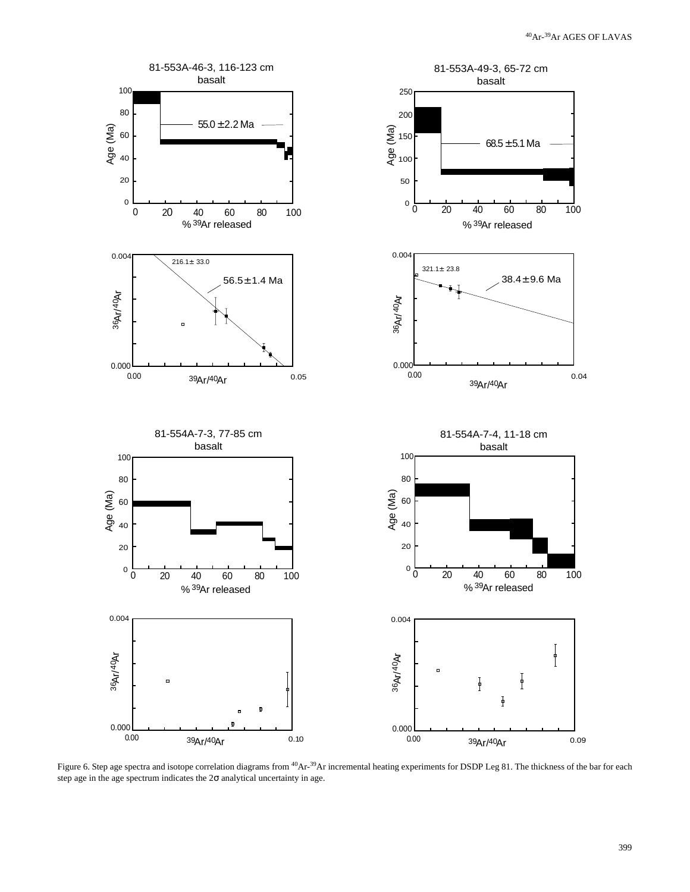Figure 6. Step age spectra and isotope correlation diagrams from $^{40}Ar$-$^{39}Ar$ incremental heating experiments for DSDP Leg 81. The thickness of the bar for each step age in the age spectrum indicates the 2σ analytical uncertainty in age.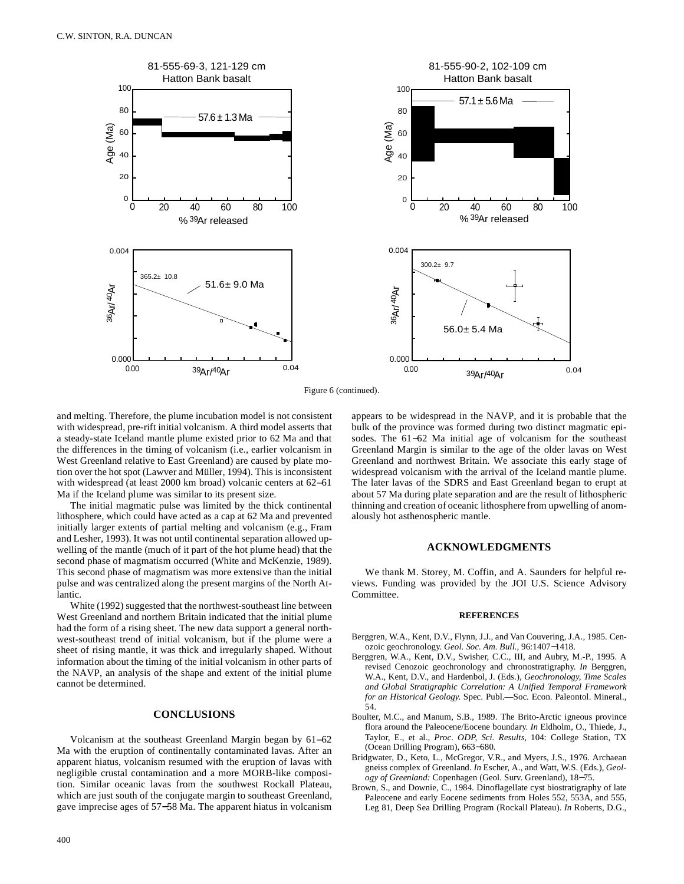Figure 6 (continued).

and melting. Therefore, the plume incubation model is not consistent with widespread, pre-rift initial volcanism. A third model asserts that a steady-state Iceland mantle plume existed prior to 62 Ma and that the differences in the timing of volcanism (i.e., earlier volcanism in West Greenland relative to East Greenland) are caused by plate motion over the hot spot (Lawver and Müller, 1994). This is inconsistent with widespread (at least 2000 km broad) volcanic centers at 62−61 Ma if the Iceland plume was similar to its present size.

The initial magmatic pulse was limited by the thick continental lithosphere, which could have acted as a cap at 62 Ma and prevented initially larger extents of partial melting and volcanism (e.g., Fram and Lesher, 1993). It was not until continental separation allowed upwelling of the mantle (much of it part of the hot plume head) that the second phase of magmatism occurred (White and McKenzie, 1989). This second phase of magmatism was more extensive than the initial pulse and was centralized along the present margins of the North Atlantic.

White (1992) suggested that the northwest-southeast line between West Greenland and northern Britain indicated that the initial plume had the form of a rising sheet. The new data support a general northwest-southeast trend of initial volcanism, but if the plume were a sheet of rising mantle, it was thick and irregularly shaped. Without information about the timing of the initial volcanism in other parts of the NAVP, an analysis of the shape and extent of the initial plume cannot be determined.

## CONCLUSIONS

Volcanism at the southeast Greenland Margin began by 61−62 Ma with the eruption of continentally contaminated lavas. After an apparent hiatus, volcanism resumed with the eruption of lavas with negligible crustal contamination and a more MORB-like composition. Similar oceanic lavas from the southwest Rockall Plateau, which are just south of the conjugate margin to southeast Greenland, gave imprecise ages of 57−58 Ma. The apparent hiatus in volcanism appears to be widespread in the NAVP, and it is probable that the bulk of the province was formed during two distinct magmatic episodes. The 61−62 Ma initial age of volcanism for the southeast Greenland Margin is similar to the age of the older lavas on West Greenland and northwest Britain. We associate this early stage of widespread volcanism with the arrival of the Iceland mantle plume. The later lavas of the SDRS and East Greenland began to erupt at about 57 Ma during plate separation and are the result of lithospheric thinning and creation of oceanic lithosphere from upwelling of anomalously hot asthenospheric mantle.

## ACKNOWLEDGMENTS

We thank M. Storey, M. Coffin, and A. Saunders for helpful reviews. Funding was provided by the JOI U.S. Science Advisory Committee.

### REFERENCES

Berggren, W.A., Kent, D.V., Flynn, J.J., and Van Couvering, J.A., 1985. Cenozoic geochronology. *Geol. Soc. Am. Bull.,* 96:1407−1418.

Berggren, W.A., Kent, D.V., Swisher, C.C., III, and Aubry, M.-P., 1995. A revised Cenozoic geochronology and chronostratigraphy. *In* Berggren, W.A., Kent, D.V., and Hardenbol, J. (Eds.), *Geochronology, Time Scales and Global Stratigraphic Correlation: A Unified Temporal Framework for an Historical Geology.* Spec. Publ.—Soc. Econ. Paleontol. Mineral., 54.

Boulter, M.C., and Manum, S.B., 1989. The Brito-Arctic igneous province flora around the Paleocene/Eocene boundary. *In* Eldholm, O., Thiede, J., Taylor, E., et al., *Proc. ODP, Sci. Results,* 104: College Station, TX (Ocean Drilling Program), 663−680.

Bridgwater, D., Keto, L., McGregor, V.R., and Myers, J.S., 1976. Archaean gneiss complex of Greenland. *In* Escher, A., and Watt, W.S. (Eds.), *Geology of Greenland:* Copenhagen (Geol. Surv. Greenland), 18−75.

Brown, S., and Downie, C., 1984. Dinoflagellate cyst biostratigraphy of late Paleocene and early Eocene sediments from Holes 552, 553A, and 555, Leg 81, Deep Sea Drilling Program (Rockall Plateau). *In* Roberts, D.G.,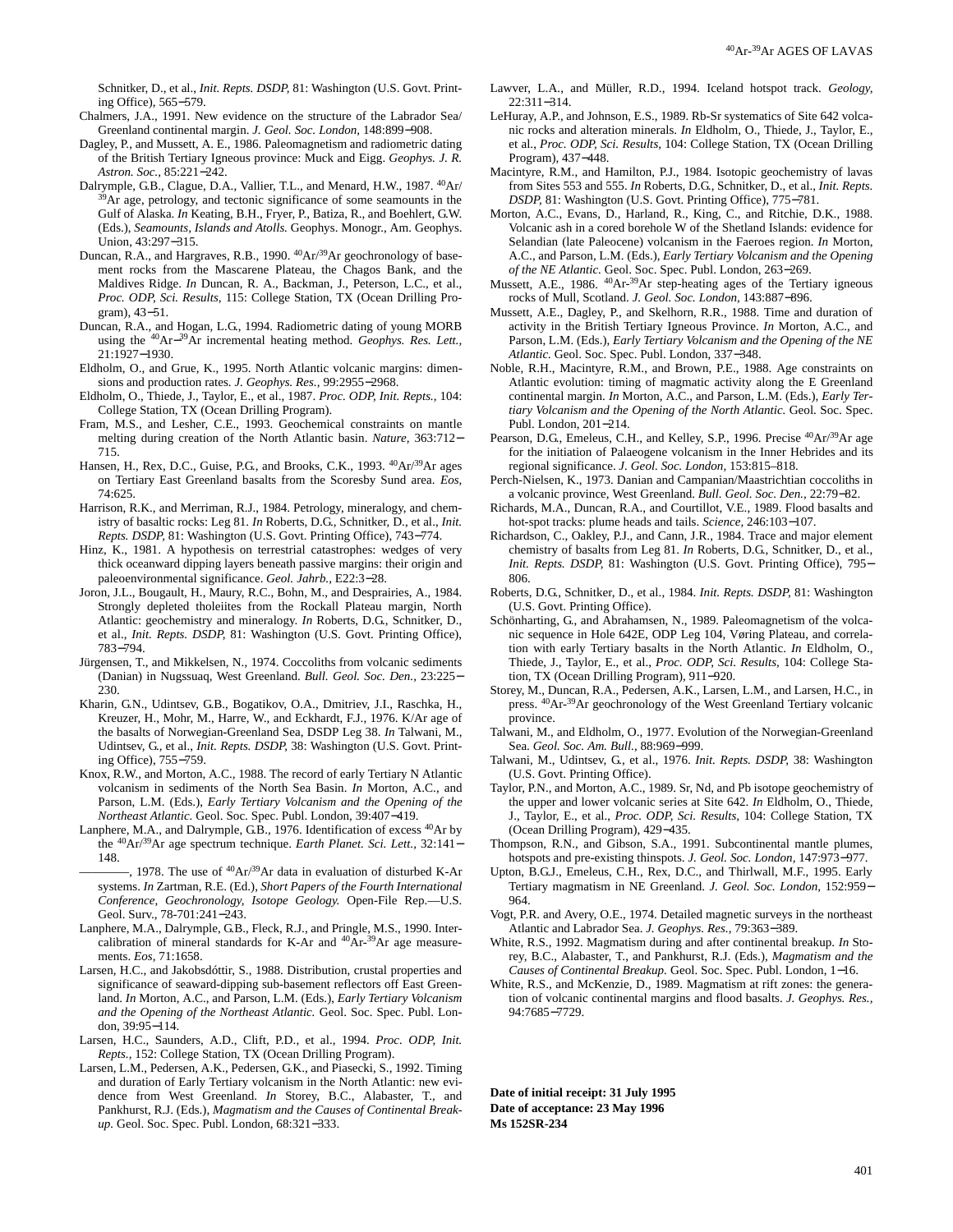Schnitker, D., et al., *Init. Repts. DSDP,* 81: Washington (U.S. Govt. Printing Office), 565−579.

Chalmers, J.A., 1991. New evidence on the structure of the Labrador Sea/Greenland continental margin. *J. Geol. Soc. London,* 148:899−908.

Dagley, P., and Mussett, A. E., 1986. Paleomagnetism and radiometric dating of the British Tertiary Igneous province: Muck and Eigg. *Geophys. J. R. Astron. Soc.,* 85:221−242.

Dalrymple, G.B., Clague, D.A., Vallier, T.L., and Menard, H.W., 1987. $^{40}Ar/^{39}Ar$ age, petrology, and tectonic significance of some seamounts in the Gulf of Alaska. *In* Keating, B.H., Fryer, P., Batiza, R., and Boehlert, G.W. (Eds.), *Seamounts, Islands and Atolls.* Geophys. Monogr., Am. Geophys. Union, 43:297−315.

Duncan, R.A., and Hargraves, R.B., 1990. $^{40}Ar/^{39}Ar$ geochronology of basement rocks from the Mascarene Plateau, the Chagos Bank, and the Maldives Ridge. *In* Duncan, R. A., Backman, J., Peterson, L.C., et al., *Proc. ODP, Sci. Results,* 115: College Station, TX (Ocean Drilling Program), 43−51.

Duncan, R.A., and Hogan, L.G., 1994. Radiometric dating of young MORB using the $^{40}Ar$–$^{39}Ar$ incremental heating method. *Geophys. Res. Lett.,* 21:1927−1930.

Eldholm, O., and Grue, K., 1995. North Atlantic volcanic margins: dimensions and production rates. *J. Geophys. Res.,* 99:2955−2968.

Eldholm, O., Thiede, J., Taylor, E., et al., 1987. *Proc. ODP, Init. Repts.,* 104: College Station, TX (Ocean Drilling Program).

Fram, M.S., and Lesher, C.E., 1993. Geochemical constraints on mantle melting during creation of the North Atlantic basin. *Nature,* 363:712−715.

Hansen, H., Rex, D.C., Guise, P.G., and Brooks, C.K., 1993. $^{40}Ar/^{39}Ar$ ages on Tertiary East Greenland basalts from the Scoresby Sund area. *Eos,* 74:625.

Harrison, R.K., and Merriman, R.J., 1984. Petrology, mineralogy, and chemistry of basaltic rocks: Leg 81. *In* Roberts, D.G., Schnitker, D., et al., *Init. Repts. DSDP,* 81: Washington (U.S. Govt. Printing Office), 743−774.

Hinz, K., 1981. A hypothesis on terrestrial catastrophes: wedges of very thick oceanward dipping layers beneath passive margins: their origin and paleoenvironmental significance. *Geol. Jahrb.,* E22:3−28.

Joron, J.L., Bougault, H., Maury, R.C., Bohn, M., and Desprairies, A., 1984. Strongly depleted tholeiites from the Rockall Plateau margin, North Atlantic: geochemistry and mineralogy. *In* Roberts, D.G., Schnitker, D., et al., *Init. Repts. DSDP,* 81: Washington (U.S. Govt. Printing Office), 783−794.

Jürgensen, T., and Mikkelsen, N., 1974. Coccoliths from volcanic sediments (Danian) in Nugssuaq, West Greenland. *Bull. Geol. Soc. Den.,* 23:225−230.

Kharin, G.N., Udintsev, G.B., Bogatikov, O.A., Dmitriev, J.I., Raschka, H., Kreuzer, H., Mohr, M., Harre, W., and Eckhardt, F.J., 1976. K/Ar age of the basalts of Norwegian-Greenland Sea, DSDP Leg 38. *In* Talwani, M., Udintsev, G., et al., *Init. Repts. DSDP,* 38: Washington (U.S. Govt. Printing Office), 755−759.

Knox, R.W., and Morton, A.C., 1988. The record of early Tertiary N Atlantic volcanism in sediments of the North Sea Basin. *In* Morton, A.C., and Parson, L.M. (Eds.), *Early Tertiary Volcanism and the Opening of the Northeast Atlantic.* Geol. Soc. Spec. Publ. London, 39:407−419.

Lanphere, M.A., and Dalrymple, G.B., 1976. Identification of excess $^{40}Ar$ by the $^{40}Ar/^{39}Ar$ age spectrum technique. *Earth Planet. Sci. Lett.,* 32:141−148.

————, 1978. The use of $^{40}Ar/^{39}Ar$ data in evaluation of disturbed K-Ar systems. *In* Zartman, R.E. (Ed.), *Short Papers of the Fourth International Conference, Geochronology, Isotope Geology.* Open-File Rep.—U.S. Geol. Surv., 78-701:241−243.

Lanphere, M.A., Dalrymple, G.B., Fleck, R.J., and Pringle, M.S., 1990. Intercalibration of mineral standards for K-Ar and $^{40}Ar$-$^{39}Ar$ age measurements. *Eos,* 71:1658.

Larsen, H.C., and Jakobsdóttir, S., 1988. Distribution, crustal properties and significance of seaward-dipping sub-basement reflectors off East Greenland. *In* Morton, A.C., and Parson, L.M. (Eds.), *Early Tertiary Volcanism and the Opening of the Northeast Atlantic.* Geol. Soc. Spec. Publ. London, 39:95−114.

Larsen, H.C., Saunders, A.D., Clift, P.D., et al., 1994. *Proc. ODP, Init. Repts.,* 152: College Station, TX (Ocean Drilling Program).

Larsen, L.M., Pedersen, A.K., Pedersen, G.K., and Piasecki, S., 1992. Timing and duration of Early Tertiary volcanism in the North Atlantic: new evidence from West Greenland. *In* Storey, B.C., Alabaster, T., and Pankhurst, R.J. (Eds.), *Magmatism and the Causes of Continental Breakup.* Geol. Soc. Spec. Publ. London, 68:321−333.

Lawver, L.A., and Müller, R.D., 1994. Iceland hotspot track. *Geology,* 22:311−314.

LeHuray, A.P., and Johnson, E.S., 1989. Rb-Sr systematics of Site 642 volcanic rocks and alteration minerals. *In* Eldholm, O., Thiede, J., Taylor, E., et al., *Proc. ODP, Sci. Results,* 104: College Station, TX (Ocean Drilling Program), 437−448.

Macintyre, R.M., and Hamilton, P.J., 1984. Isotopic geochemistry of lavas from Sites 553 and 555. *In* Roberts, D.G., Schnitker, D., et al., *Init. Repts. DSDP,* 81: Washington (U.S. Govt. Printing Office), 775−781.

Morton, A.C., Evans, D., Harland, R., King, C., and Ritchie, D.K., 1988. Volcanic ash in a cored borehole W of the Shetland Islands: evidence for Selandian (late Paleocene) volcanism in the Faeroes region. *In* Morton, A.C., and Parson, L.M. (Eds.), *Early Tertiary Volcanism and the Opening of the NE Atlantic.* Geol. Soc. Spec. Publ. London, 263−269.

Mussett, A.E., 1986. $^{40}Ar$-$^{39}Ar$ step-heating ages of the Tertiary igneous rocks of Mull, Scotland. *J. Geol. Soc. London,* 143:887−896.

Mussett, A.E., Dagley, P., and Skelhorn, R.R., 1988. Time and duration of activity in the British Tertiary Igneous Province. *In* Morton, A.C., and Parson, L.M. (Eds.), *Early Tertiary Volcanism and the Opening of the NE Atlantic.* Geol. Soc. Spec. Publ. London, 337−348.

Noble, R.H., Macintyre, R.M., and Brown, P.E., 1988. Age constraints on Atlantic evolution: timing of magmatic activity along the E Greenland continental margin. *In* Morton, A.C., and Parson, L.M. (Eds.), *Early Tertiary Volcanism and the Opening of the North Atlantic.* Geol. Soc. Spec. Publ. London, 201−214.

Pearson, D.G., Emeleus, C.H., and Kelley, S.P., 1996. Precise $^{40}Ar/^{39}Ar$ age for the initiation of Palaeogene volcanism in the Inner Hebrides and its regional significance. *J. Geol. Soc. London,* 153:815–818.

Perch-Nielsen, K., 1973. Danian and Campanian/Maastrichtian coccoliths in a volcanic province, West Greenland. *Bull. Geol. Soc. Den.,* 22:79−82.

Richards, M.A., Duncan, R.A., and Courtillot, V.E., 1989. Flood basalts and hot-spot tracks: plume heads and tails. *Science,* 246:103−107.

Richardson, C., Oakley, P.J., and Cann, J.R., 1984. Trace and major element chemistry of basalts from Leg 81. *In* Roberts, D.G., Schnitker, D., et al., *Init. Repts. DSDP,* 81: Washington (U.S. Govt. Printing Office), 795−806.

Roberts, D.G., Schnitker, D., et al., 1984. *Init. Repts. DSDP,* 81: Washington (U.S. Govt. Printing Office).

Schönharting, G., and Abrahamsen, N., 1989. Paleomagnetism of the volcanic sequence in Hole 642E, ODP Leg 104, Vøring Plateau, and correlation with early Tertiary basalts in the North Atlantic. *In* Eldholm, O., Thiede, J., Taylor, E., et al., *Proc. ODP, Sci. Results,* 104: College Station, TX (Ocean Drilling Program), 911−920.

Storey, M., Duncan, R.A., Pedersen, A.K., Larsen, L.M., and Larsen, H.C., in press. $^{40}Ar$-$^{39}Ar$ geochronology of the West Greenland Tertiary volcanic province.

Talwani, M., and Eldholm, O., 1977. Evolution of the Norwegian-Greenland Sea. *Geol. Soc. Am. Bull.,* 88:969−999.

Talwani, M., Udintsev, G., et al., 1976. *Init. Repts. DSDP,* 38: Washington (U.S. Govt. Printing Office).

Taylor, P.N., and Morton, A.C., 1989. Sr, Nd, and Pb isotope geochemistry of the upper and lower volcanic series at Site 642. *In* Eldholm, O., Thiede, J., Taylor, E., et al., *Proc. ODP, Sci. Results,* 104: College Station, TX (Ocean Drilling Program), 429−435.

Thompson, R.N., and Gibson, S.A., 1991. Subcontinental mantle plumes, hotspots and pre-existing thinspots. *J. Geol. Soc. London,* 147:973−977.

Upton, B.G.J., Emeleus, C.H., Rex, D.C., and Thirlwall, M.F., 1995. Early Tertiary magmatism in NE Greenland. *J. Geol. Soc. London,* 152:959−964.

Vogt, P.R. and Avery, O.E., 1974. Detailed magnetic surveys in the northeast Atlantic and Labrador Sea. *J. Geophys. Res.,* 79:363−389.

White, R.S., 1992. Magmatism during and after continental breakup. *In* Storey, B.C., Alabaster, T., and Pankhurst, R.J. (Eds.), *Magmatism and the Causes of Continental Breakup.* Geol. Soc. Spec. Publ. London, 1−16.

White, R.S., and McKenzie, D., 1989. Magmatism at rift zones: the generation of volcanic continental margins and flood basalts. *J. Geophys. Res.,* 94:7685−7729.

**Date of initial receipt: 31 July 1995**
**Date of acceptance: 23 May 1996**
**Ms 152SR-234**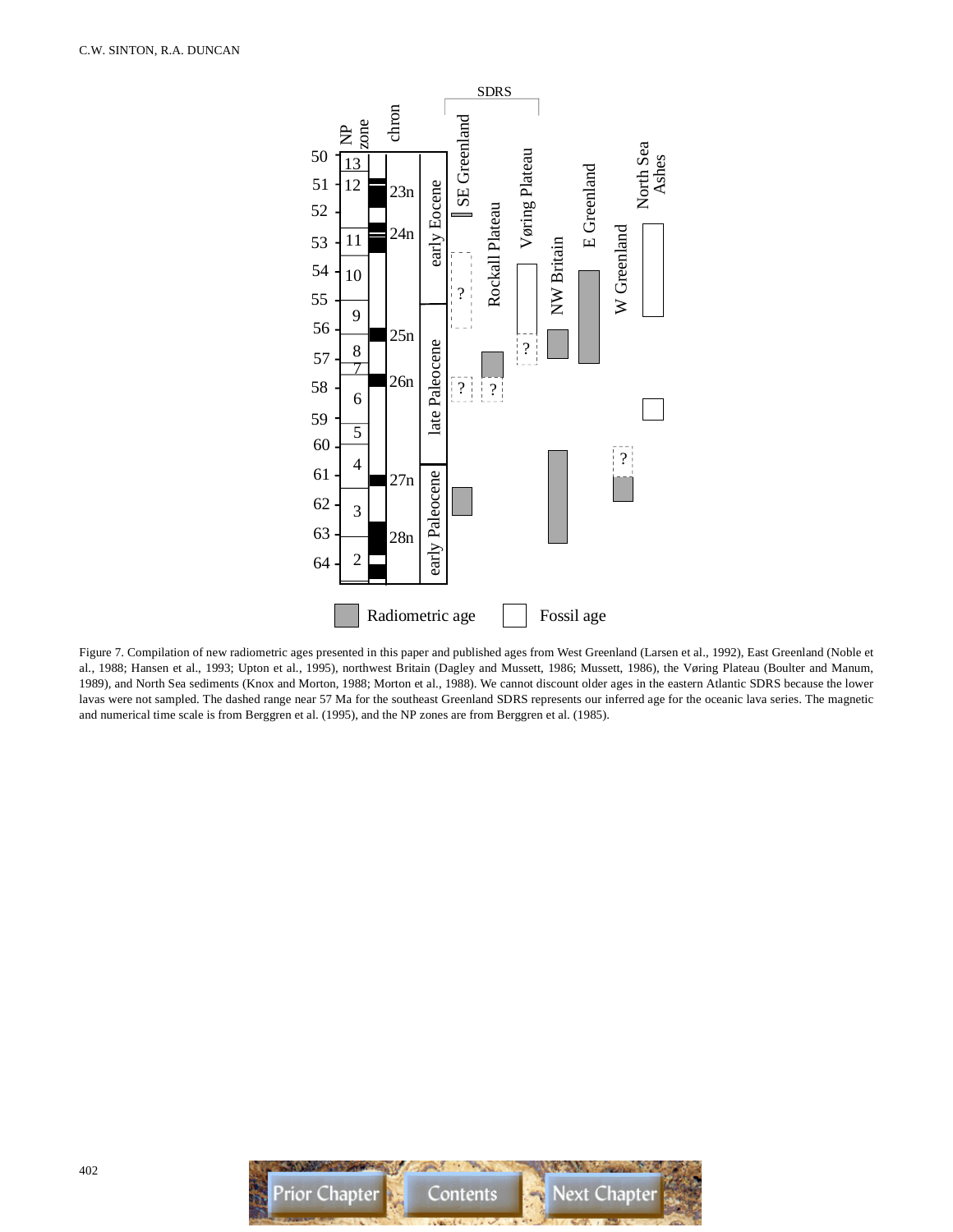SDRS

NP zone

chron

50
51
52
53
54
55
56
57
58
59
60
61
62
63
64

13
12
11
10
9
8
7
6
5
4
3
2

23n
24n
25n
26n
27n
28n

early Eocene
late Paleocene
early Paleocene

SE Greenland
Rockall Plateau
Vøring Plateau
NW Britain
E Greenland
W Greenland
North Sea Ashes

?
?
?
?
?

Radiometric age
Fossil age

Figure 7. Compilation of new radiometric ages presented in this paper and published ages from West Greenland (Larsen et al., 1992), East Greenland (Noble et al., 1988; Hansen et al., 1993; Upton et al., 1995), northwest Britain (Dagley and Mussett, 1986; Mussett, 1986), the Vøring Plateau (Boulter and Manum, 1989), and North Sea sediments (Knox and Morton, 1988; Morton et al., 1988). We cannot discount older ages in the eastern Atlantic SDRS because the lower lavas were not sampled. The dashed range near 57 Ma for the southeast Greenland SDRS represents our inferred age for the oceanic lava series. The magnetic and numerical time scale is from Berggren et al. (1995), and the NP zones are from Berggren et al. (1985).